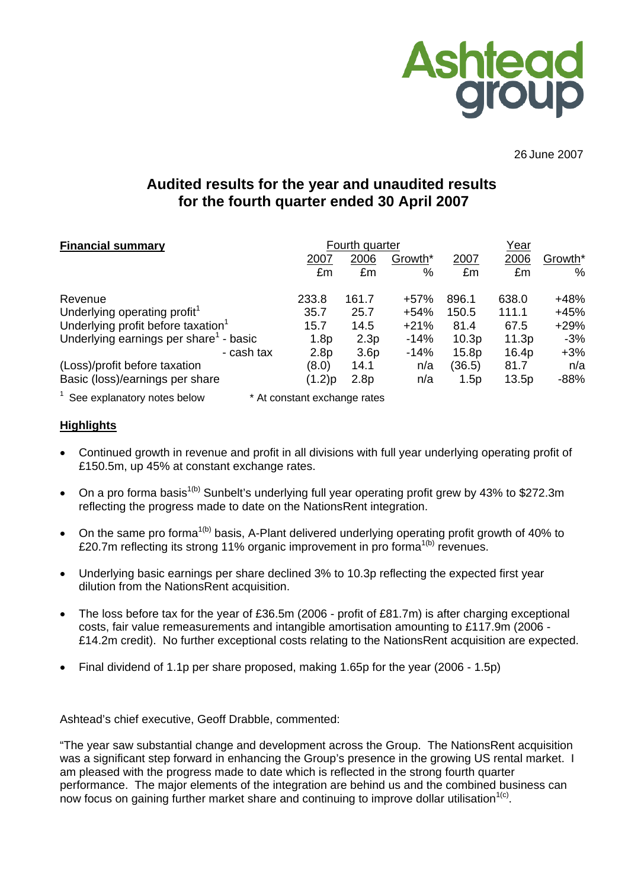Ashtead group

26 June 2007

# Audited results for the year and unaudited results for the fourth quarter ended 30 April 2007

| **Financial summary** | Fourth quarter | | | Year | | |
|---|---|---|---|---|---|---|
| | 2007 | 2006 | Growth* | 2007 | 2006 | Growth* |
| | £m | £m | % | £m | £m | % |
| Revenue | 233.8 | 161.7 | +57% | 896.1 | 638.0 | +48% |
| Underlying operating profit[1] | 35.7 | 25.7 | +54% | 150.5 | 111.1 | +45% |
| Underlying profit before taxation[1] | 15.7 | 14.5 | +21% | 81.4 | 67.5 | +29% |
| Underlying earnings per share[1] - basic | 1.8p | 2.3p | -14% | 10.3p | 11.3p | -3% |
| - cash tax | 2.8p | 3.6p | -14% | 15.8p | 16.4p | +3% |
| (Loss)/profit before taxation | (8.0) | 14.1 | n/a | (36.5) | 81.7 | n/a |
| Basic (loss)/earnings per share | (1.2)p | 2.8p | n/a | 1.5p | 13.5p | -88% |

[1] See explanatory notes below * At constant exchange rates

**Highlights**

- Continued growth in revenue and profit in all divisions with full year underlying operating profit of £150.5m, up 45% at constant exchange rates.
- On a pro forma basis[1(b)] Sunbelt's underlying full year operating profit grew by 43% to $272.3m reflecting the progress made to date on the NationsRent integration.
- On the same pro forma[1(b)] basis, A-Plant delivered underlying operating profit growth of 40% to £20.7m reflecting its strong 11% organic improvement in pro forma[1(b)] revenues.
- Underlying basic earnings per share declined 3% to 10.3p reflecting the expected first year dilution from the NationsRent acquisition.
- The loss before tax for the year of £36.5m (2006 - profit of £81.7m) is after charging exceptional costs, fair value remeasurements and intangible amortisation amounting to £117.9m (2006 - £14.2m credit). No further exceptional costs relating to the NationsRent acquisition are expected.
- Final dividend of 1.1p per share proposed, making 1.65p for the year (2006 - 1.5p)

Ashtead's chief executive, Geoff Drabble, commented:

"The year saw substantial change and development across the Group. The NationsRent acquisition was a significant step forward in enhancing the Group's presence in the growing US rental market. I am pleased with the progress made to date which is reflected in the strong fourth quarter performance. The major elements of the integration are behind us and the combined business can now focus on gaining further market share and continuing to improve dollar utilisation[1(c)].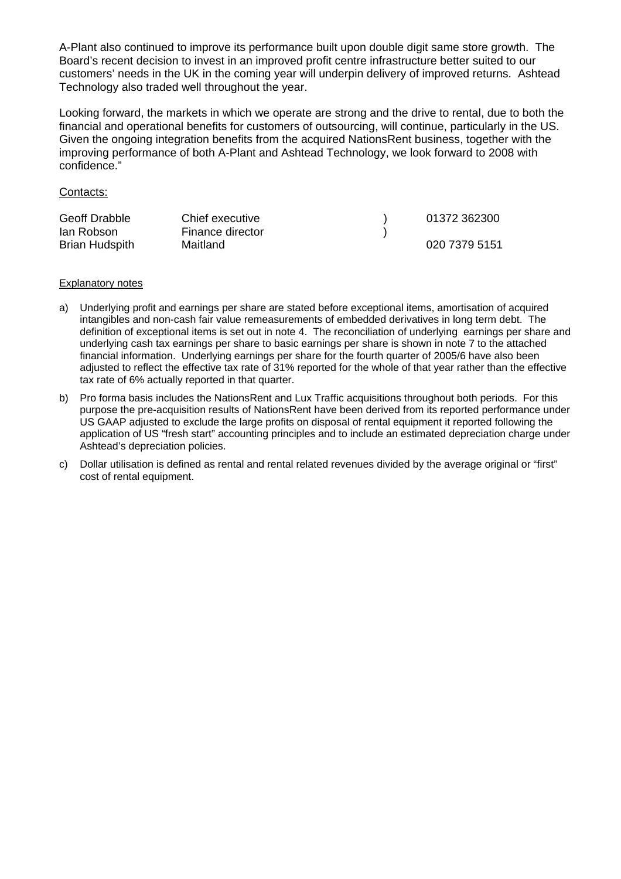A-Plant also continued to improve its performance built upon double digit same store growth. The Board's recent decision to invest in an improved profit centre infrastructure better suited to our customers' needs in the UK in the coming year will underpin delivery of improved returns. Ashtead Technology also traded well throughout the year.

Looking forward, the markets in which we operate are strong and the drive to rental, due to both the financial and operational benefits for customers of outsourcing, will continue, particularly in the US. Given the ongoing integration benefits from the acquired NationsRent business, together with the improving performance of both A-Plant and Ashtead Technology, we look forward to 2008 with confidence."

Contacts:

| | | | |
|---|---|---|---|
| Geoff Drabble | Chief executive | ) | 01372 362300 |
| Ian Robson | Finance director | ) | |
| Brian Hudspith | Maitland | | 020 7379 5151 |

Explanatory notes

a) Underlying profit and earnings per share are stated before exceptional items, amortisation of acquired intangibles and non-cash fair value remeasurements of embedded derivatives in long term debt. The definition of exceptional items is set out in note 4. The reconciliation of underlying earnings per share and underlying cash tax earnings per share to basic earnings per share is shown in note 7 to the attached financial information. Underlying earnings per share for the fourth quarter of 2005/6 have also been adjusted to reflect the effective tax rate of 31% reported for the whole of that year rather than the effective tax rate of 6% actually reported in that quarter.

b) Pro forma basis includes the NationsRent and Lux Traffic acquisitions throughout both periods. For this purpose the pre-acquisition results of NationsRent have been derived from its reported performance under US GAAP adjusted to exclude the large profits on disposal of rental equipment it reported following the application of US "fresh start" accounting principles and to include an estimated depreciation charge under Ashtead's depreciation policies.

c) Dollar utilisation is defined as rental and rental related revenues divided by the average original or "first" cost of rental equipment.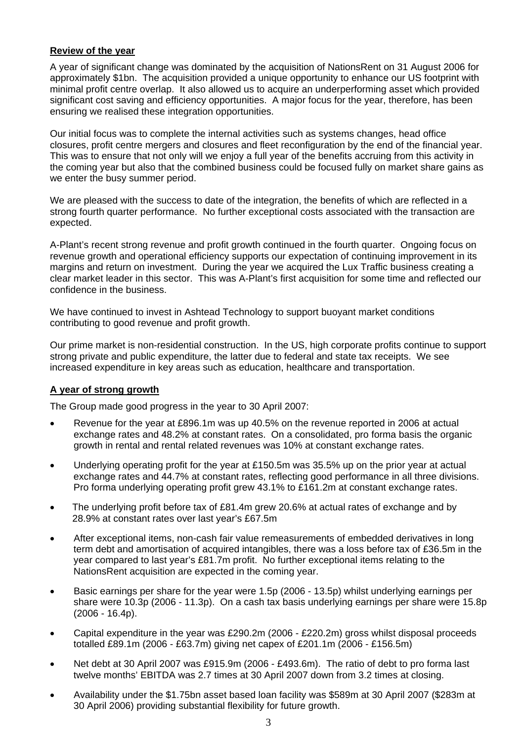**Review of the year**

A year of significant change was dominated by the acquisition of NationsRent on 31 August 2006 for approximately $1bn. The acquisition provided a unique opportunity to enhance our US footprint with minimal profit centre overlap. It also allowed us to acquire an underperforming asset which provided significant cost saving and efficiency opportunities. A major focus for the year, therefore, has been ensuring we realised these integration opportunities.

Our initial focus was to complete the internal activities such as systems changes, head office closures, profit centre mergers and closures and fleet reconfiguration by the end of the financial year. This was to ensure that not only will we enjoy a full year of the benefits accruing from this activity in the coming year but also that the combined business could be focused fully on market share gains as we enter the busy summer period.

We are pleased with the success to date of the integration, the benefits of which are reflected in a strong fourth quarter performance. No further exceptional costs associated with the transaction are expected.

A-Plant's recent strong revenue and profit growth continued in the fourth quarter. Ongoing focus on revenue growth and operational efficiency supports our expectation of continuing improvement in its margins and return on investment. During the year we acquired the Lux Traffic business creating a clear market leader in this sector. This was A-Plant's first acquisition for some time and reflected our confidence in the business.

We have continued to invest in Ashtead Technology to support buoyant market conditions contributing to good revenue and profit growth.

Our prime market is non-residential construction. In the US, high corporate profits continue to support strong private and public expenditure, the latter due to federal and state tax receipts. We see increased expenditure in key areas such as education, healthcare and transportation.

**A year of strong growth**

The Group made good progress in the year to 30 April 2007:

- Revenue for the year at £896.1m was up 40.5% on the revenue reported in 2006 at actual exchange rates and 48.2% at constant rates. On a consolidated, pro forma basis the organic growth in rental and rental related revenues was 10% at constant exchange rates.
- Underlying operating profit for the year at £150.5m was 35.5% up on the prior year at actual exchange rates and 44.7% at constant rates, reflecting good performance in all three divisions. Pro forma underlying operating profit grew 43.1% to £161.2m at constant exchange rates.
- The underlying profit before tax of £81.4m grew 20.6% at actual rates of exchange and by 28.9% at constant rates over last year's £67.5m
- After exceptional items, non-cash fair value remeasurements of embedded derivatives in long term debt and amortisation of acquired intangibles, there was a loss before tax of £36.5m in the year compared to last year's £81.7m profit. No further exceptional items relating to the NationsRent acquisition are expected in the coming year.
- Basic earnings per share for the year were 1.5p (2006 - 13.5p) whilst underlying earnings per share were 10.3p (2006 - 11.3p). On a cash tax basis underlying earnings per share were 15.8p (2006 - 16.4p).
- Capital expenditure in the year was £290.2m (2006 - £220.2m) gross whilst disposal proceeds totalled £89.1m (2006 - £63.7m) giving net capex of £201.1m (2006 - £156.5m)
- Net debt at 30 April 2007 was £915.9m (2006 - £493.6m). The ratio of debt to pro forma last twelve months' EBITDA was 2.7 times at 30 April 2007 down from 3.2 times at closing.
- Availability under the $1.75bn asset based loan facility was $589m at 30 April 2007 ($283m at 30 April 2006) providing substantial flexibility for future growth.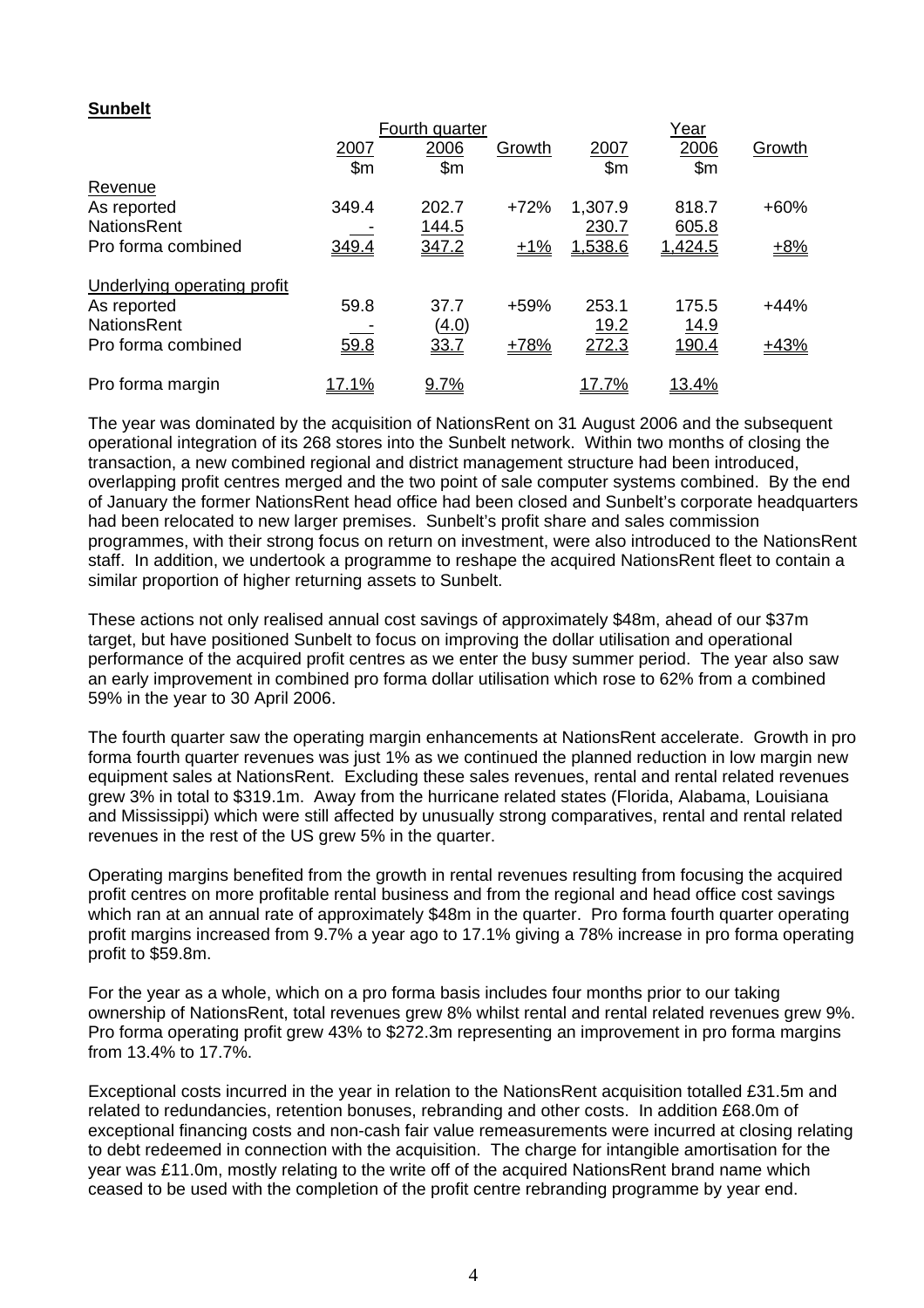**Sunbelt**

| | Fourth quarter | | | Year | | |
|---|---|---|---|---|---|---|
| | 2007 | 2006 | Growth | 2007 | 2006 | Growth |
| | $m | $m | | $m | $m | |
| Revenue | | | | | | |
| As reported | 349.4 | 202.7 | +72% | 1,307.9 | 818.7 | +60% |
| NationsRent | - | 144.5 | | 230.7 | 605.8 | |
| Pro forma combined | 349.4 | 347.2 | +1% | 1,538.6 | 1,424.5 | +8% |
| Underlying operating profit | | | | | | |
| As reported | 59.8 | 37.7 | +59% | 253.1 | 175.5 | +44% |
| NationsRent | - | (4.0) | | 19.2 | 14.9 | |
| Pro forma combined | 59.8 | 33.7 | +78% | 272.3 | 190.4 | +43% |
| Pro forma margin | 17.1% | 9.7% | | 17.7% | 13.4% | |

The year was dominated by the acquisition of NationsRent on 31 August 2006 and the subsequent operational integration of its 268 stores into the Sunbelt network. Within two months of closing the transaction, a new combined regional and district management structure had been introduced, overlapping profit centres merged and the two point of sale computer systems combined. By the end of January the former NationsRent head office had been closed and Sunbelt's corporate headquarters had been relocated to new larger premises. Sunbelt's profit share and sales commission programmes, with their strong focus on return on investment, were also introduced to the NationsRent staff. In addition, we undertook a programme to reshape the acquired NationsRent fleet to contain a similar proportion of higher returning assets to Sunbelt.

These actions not only realised annual cost savings of approximately $48m, ahead of our $37m target, but have positioned Sunbelt to focus on improving the dollar utilisation and operational performance of the acquired profit centres as we enter the busy summer period. The year also saw an early improvement in combined pro forma dollar utilisation which rose to 62% from a combined 59% in the year to 30 April 2006.

The fourth quarter saw the operating margin enhancements at NationsRent accelerate. Growth in pro forma fourth quarter revenues was just 1% as we continued the planned reduction in low margin new equipment sales at NationsRent. Excluding these sales revenues, rental and rental related revenues grew 3% in total to $319.1m. Away from the hurricane related states (Florida, Alabama, Louisiana and Mississippi) which were still affected by unusually strong comparatives, rental and rental related revenues in the rest of the US grew 5% in the quarter.

Operating margins benefited from the growth in rental revenues resulting from focusing the acquired profit centres on more profitable rental business and from the regional and head office cost savings which ran at an annual rate of approximately $48m in the quarter. Pro forma fourth quarter operating profit margins increased from 9.7% a year ago to 17.1% giving a 78% increase in pro forma operating profit to $59.8m.

For the year as a whole, which on a pro forma basis includes four months prior to our taking ownership of NationsRent, total revenues grew 8% whilst rental and rental related revenues grew 9%. Pro forma operating profit grew 43% to $272.3m representing an improvement in pro forma margins from 13.4% to 17.7%.

Exceptional costs incurred in the year in relation to the NationsRent acquisition totalled £31.5m and related to redundancies, retention bonuses, rebranding and other costs. In addition £68.0m of exceptional financing costs and non-cash fair value remeasurements were incurred at closing relating to debt redeemed in connection with the acquisition. The charge for intangible amortisation for the year was £11.0m, mostly relating to the write off of the acquired NationsRent brand name which ceased to be used with the completion of the profit centre rebranding programme by year end.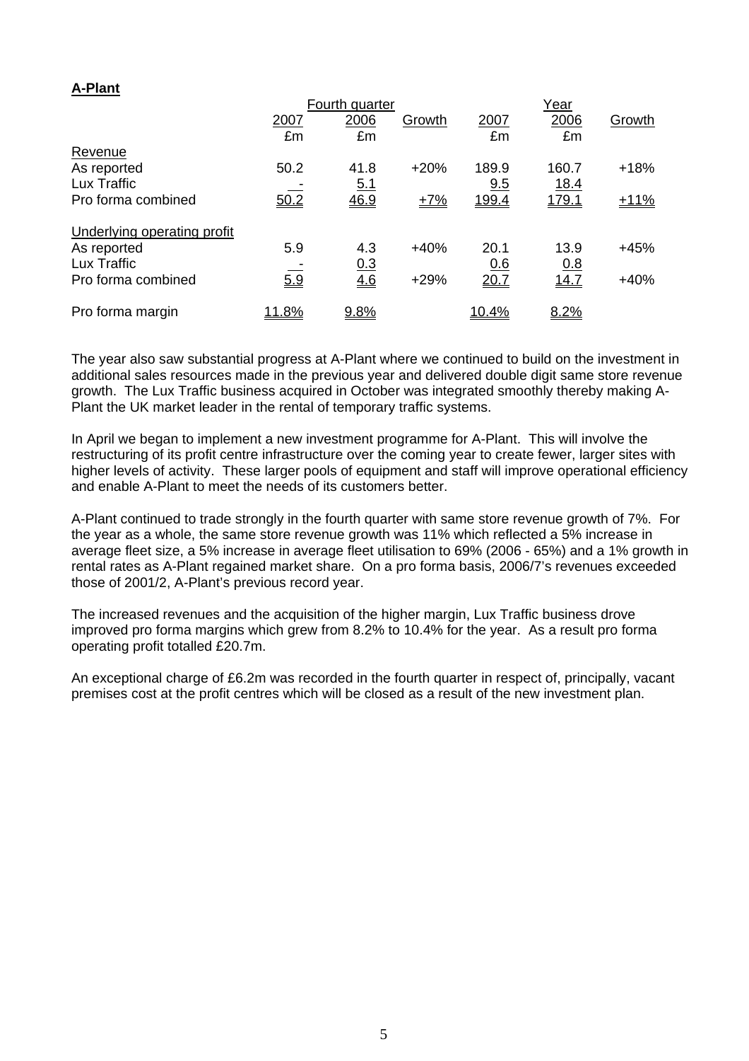**A-Plant**

| | Fourth quarter | | | Year | | |
|---|---|---|---|---|---|---|
| | 2007 | 2006 | Growth | 2007 | 2006 | Growth |
| | £m | £m | | £m | £m | |
| Revenue | | | | | | |
| As reported | 50.2 | 41.8 | +20% | 189.9 | 160.7 | +18% |
| Lux Traffic | - | 5.1 | | 9.5 | 18.4 | |
| Pro forma combined | 50.2 | 46.9 | +7% | 199.4 | 179.1 | +11% |
| Underlying operating profit | | | | | | |
| As reported | 5.9 | 4.3 | +40% | 20.1 | 13.9 | +45% |
| Lux Traffic | - | 0.3 | | 0.6 | 0.8 | |
| Pro forma combined | 5.9 | 4.6 | +29% | 20.7 | 14.7 | +40% |
| Pro forma margin | 11.8% | 9.8% | | 10.4% | 8.2% | |

The year also saw substantial progress at A-Plant where we continued to build on the investment in additional sales resources made in the previous year and delivered double digit same store revenue growth. The Lux Traffic business acquired in October was integrated smoothly thereby making A-Plant the UK market leader in the rental of temporary traffic systems.

In April we began to implement a new investment programme for A-Plant. This will involve the restructuring of its profit centre infrastructure over the coming year to create fewer, larger sites with higher levels of activity. These larger pools of equipment and staff will improve operational efficiency and enable A-Plant to meet the needs of its customers better.

A-Plant continued to trade strongly in the fourth quarter with same store revenue growth of 7%. For the year as a whole, the same store revenue growth was 11% which reflected a 5% increase in average fleet size, a 5% increase in average fleet utilisation to 69% (2006 - 65%) and a 1% growth in rental rates as A-Plant regained market share. On a pro forma basis, 2006/7's revenues exceeded those of 2001/2, A-Plant's previous record year.

The increased revenues and the acquisition of the higher margin, Lux Traffic business drove improved pro forma margins which grew from 8.2% to 10.4% for the year. As a result pro forma operating profit totalled £20.7m.

An exceptional charge of £6.2m was recorded in the fourth quarter in respect of, principally, vacant premises cost at the profit centres which will be closed as a result of the new investment plan.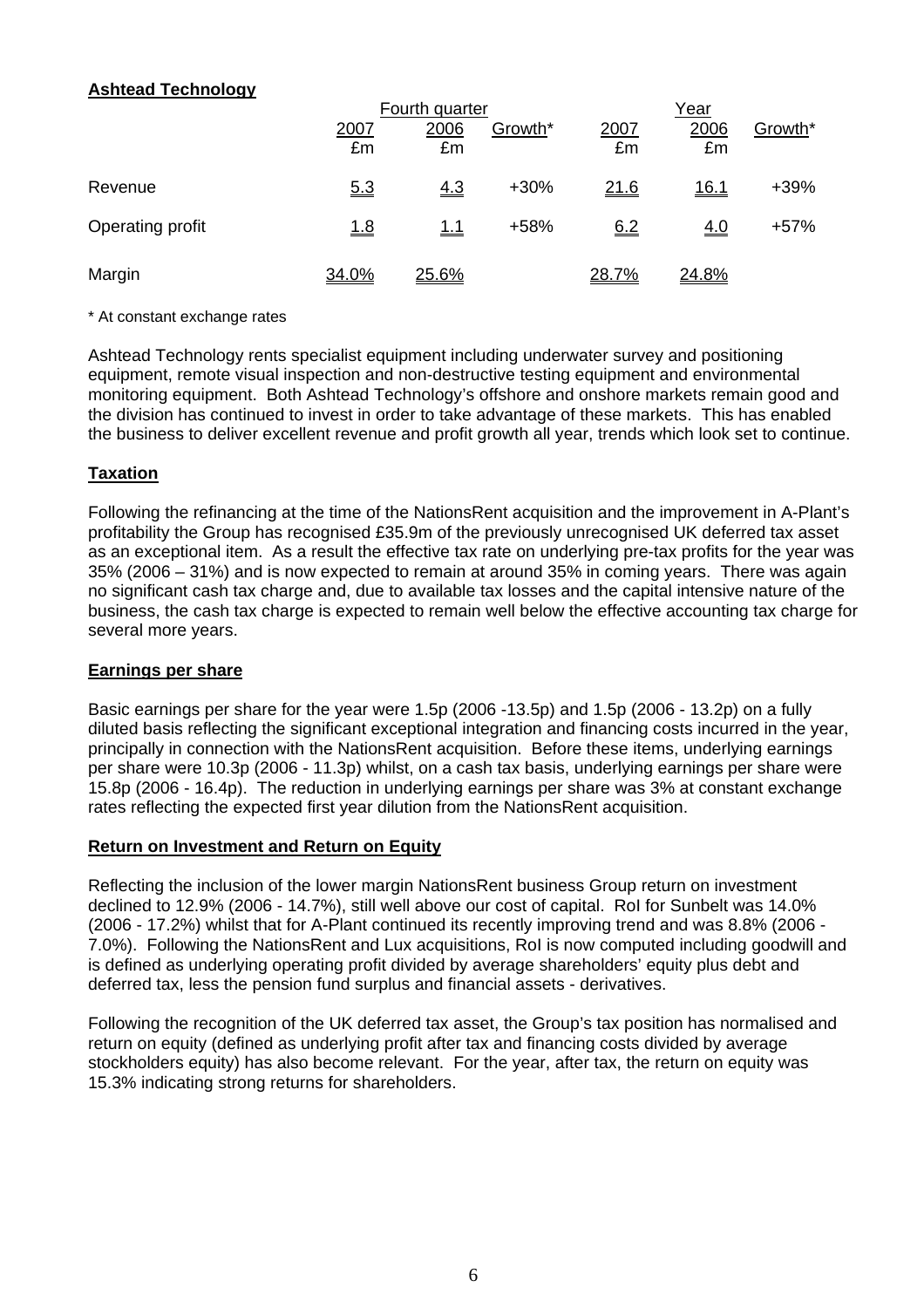**Ashtead Technology**

| | Fourth quarter | | | Year | | |
|---|---|---|---|---|---|---|
| | 2007 £m | 2006 £m | Growth* | 2007 £m | 2006 £m | Growth* |
| Revenue | 5.3 | 4.3 | +30% | 21.6 | 16.1 | +39% |
| Operating profit | 1.8 | 1.1 | +58% | 6.2 | 4.0 | +57% |
| Margin | 34.0% | 25.6% | | 28.7% | 24.8% | |

\* At constant exchange rates

Ashtead Technology rents specialist equipment including underwater survey and positioning equipment, remote visual inspection and non-destructive testing equipment and environmental monitoring equipment. Both Ashtead Technology's offshore and onshore markets remain good and the division has continued to invest in order to take advantage of these markets. This has enabled the business to deliver excellent revenue and profit growth all year, trends which look set to continue.

**Taxation**

Following the refinancing at the time of the NationsRent acquisition and the improvement in A-Plant's profitability the Group has recognised £35.9m of the previously unrecognised UK deferred tax asset as an exceptional item. As a result the effective tax rate on underlying pre-tax profits for the year was 35% (2006 – 31%) and is now expected to remain at around 35% in coming years. There was again no significant cash tax charge and, due to available tax losses and the capital intensive nature of the business, the cash tax charge is expected to remain well below the effective accounting tax charge for several more years.

**Earnings per share**

Basic earnings per share for the year were 1.5p (2006 -13.5p) and 1.5p (2006 - 13.2p) on a fully diluted basis reflecting the significant exceptional integration and financing costs incurred in the year, principally in connection with the NationsRent acquisition. Before these items, underlying earnings per share were 10.3p (2006 - 11.3p) whilst, on a cash tax basis, underlying earnings per share were 15.8p (2006 - 16.4p). The reduction in underlying earnings per share was 3% at constant exchange rates reflecting the expected first year dilution from the NationsRent acquisition.

**Return on Investment and Return on Equity**

Reflecting the inclusion of the lower margin NationsRent business Group return on investment declined to 12.9% (2006 - 14.7%), still well above our cost of capital. RoI for Sunbelt was 14.0% (2006 - 17.2%) whilst that for A-Plant continued its recently improving trend and was 8.8% (2006 - 7.0%). Following the NationsRent and Lux acquisitions, RoI is now computed including goodwill and is defined as underlying operating profit divided by average shareholders' equity plus debt and deferred tax, less the pension fund surplus and financial assets - derivatives.

Following the recognition of the UK deferred tax asset, the Group's tax position has normalised and return on equity (defined as underlying profit after tax and financing costs divided by average stockholders equity) has also become relevant. For the year, after tax, the return on equity was 15.3% indicating strong returns for shareholders.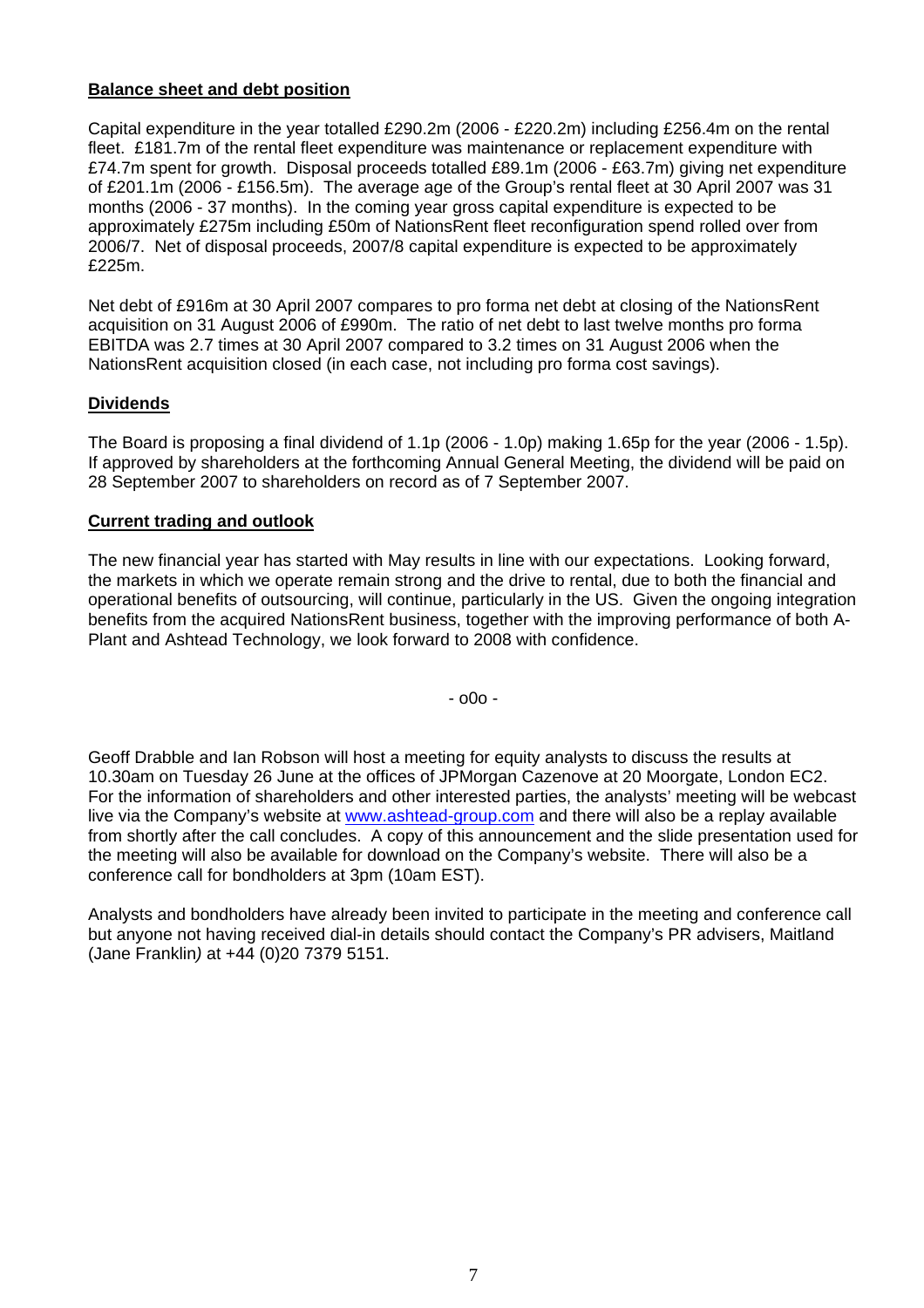## Balance sheet and debt position

Capital expenditure in the year totalled £290.2m (2006 - £220.2m) including £256.4m on the rental fleet. £181.7m of the rental fleet expenditure was maintenance or replacement expenditure with £74.7m spent for growth. Disposal proceeds totalled £89.1m (2006 - £63.7m) giving net expenditure of £201.1m (2006 - £156.5m). The average age of the Group's rental fleet at 30 April 2007 was 31 months (2006 - 37 months). In the coming year gross capital expenditure is expected to be approximately £275m including £50m of NationsRent fleet reconfiguration spend rolled over from 2006/7. Net of disposal proceeds, 2007/8 capital expenditure is expected to be approximately £225m.

Net debt of £916m at 30 April 2007 compares to pro forma net debt at closing of the NationsRent acquisition on 31 August 2006 of £990m. The ratio of net debt to last twelve months pro forma EBITDA was 2.7 times at 30 April 2007 compared to 3.2 times on 31 August 2006 when the NationsRent acquisition closed (in each case, not including pro forma cost savings).

## Dividends

The Board is proposing a final dividend of 1.1p (2006 - 1.0p) making 1.65p for the year (2006 - 1.5p). If approved by shareholders at the forthcoming Annual General Meeting, the dividend will be paid on 28 September 2007 to shareholders on record as of 7 September 2007.

## Current trading and outlook

The new financial year has started with May results in line with our expectations. Looking forward, the markets in which we operate remain strong and the drive to rental, due to both the financial and operational benefits of outsourcing, will continue, particularly in the US. Given the ongoing integration benefits from the acquired NationsRent business, together with the improving performance of both A-Plant and Ashtead Technology, we look forward to 2008 with confidence.

- o0o -

Geoff Drabble and Ian Robson will host a meeting for equity analysts to discuss the results at 10.30am on Tuesday 26 June at the offices of JPMorgan Cazenove at 20 Moorgate, London EC2. For the information of shareholders and other interested parties, the analysts' meeting will be webcast live via the Company's website at www.ashtead-group.com and there will also be a replay available from shortly after the call concludes. A copy of this announcement and the slide presentation used for the meeting will also be available for download on the Company's website. There will also be a conference call for bondholders at 3pm (10am EST).

Analysts and bondholders have already been invited to participate in the meeting and conference call but anyone not having received dial-in details should contact the Company's PR advisers, Maitland (Jane Franklin) at +44 (0)20 7379 5151.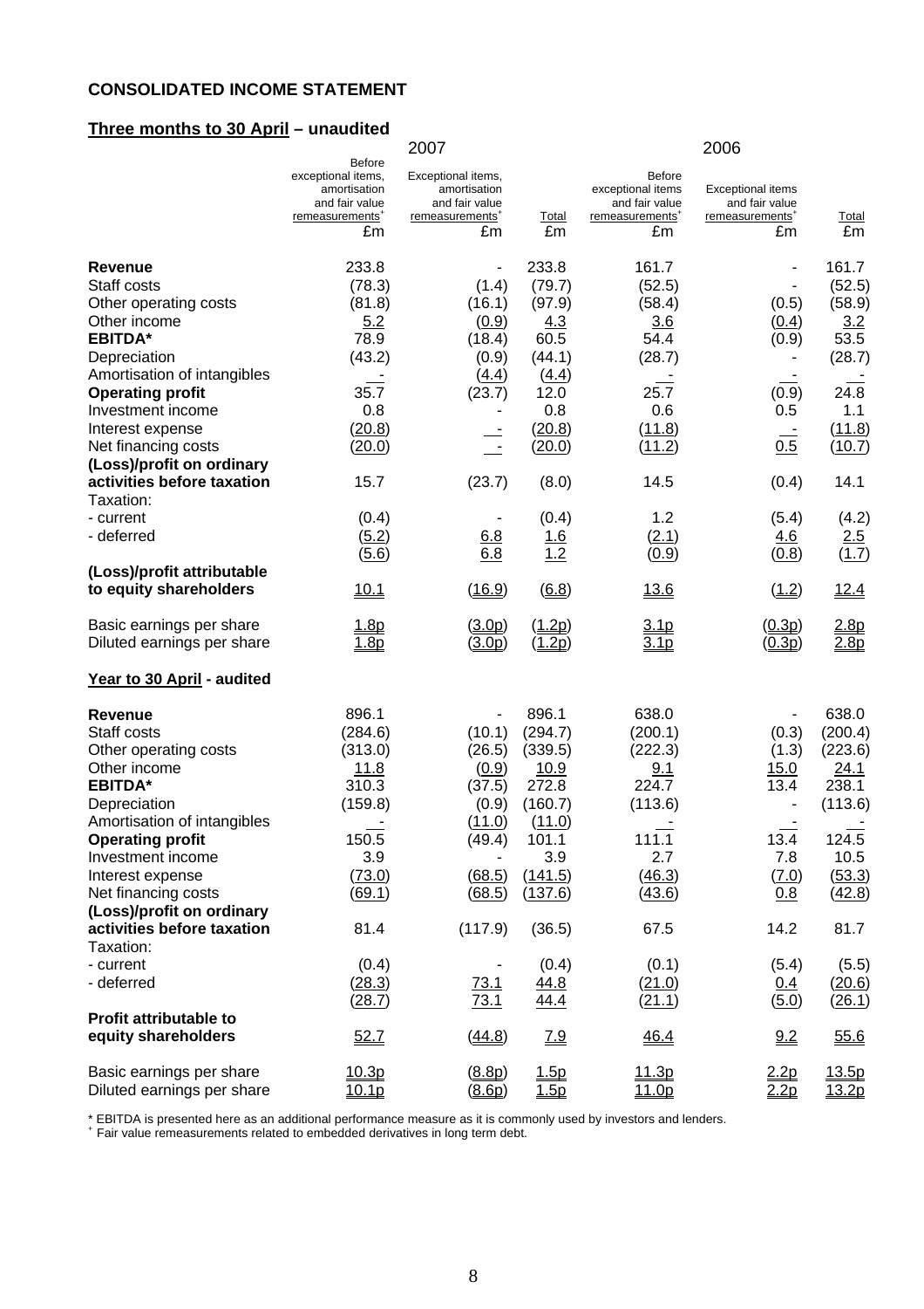## CONSOLIDATED INCOME STATEMENT

### Three months to 30 April – unaudited

| | 2007 | | | 2006 | | |
|---|---|---|---|---|---|---|
| | Before exceptional items, amortisation and fair value remeasurements[+] £m | Exceptional items, amortisation and fair value remeasurements[+] £m | Total £m | Before exceptional items and fair value remeasurements[+] £m | Exceptional items and fair value remeasurements[+] £m | Total £m |
| **Revenue** | 233.8 | - | 233.8 | 161.7 | - | 161.7 |
| Staff costs | (78.3) | (1.4) | (79.7) | (52.5) | - | (52.5) |
| Other operating costs | (81.8) | (16.1) | (97.9) | (58.4) | (0.5) | (58.9) |
| Other income | 5.2 | (0.9) | 4.3 | 3.6 | (0.4) | 3.2 |
| **EBITDA*** | 78.9 | (18.4) | 60.5 | 54.4 | (0.9) | 53.5 |
| Depreciation | (43.2) | (0.9) | (44.1) | (28.7) | - | (28.7) |
| Amortisation of intangibles | - | (4.4) | (4.4) | - | - | - |
| **Operating profit** | 35.7 | (23.7) | 12.0 | 25.7 | (0.9) | 24.8 |
| Investment income | 0.8 | - | 0.8 | 0.6 | 0.5 | 1.1 |
| Interest expense | (20.8) | - | (20.8) | (11.8) | - | (11.8) |
| Net financing costs | (20.0) | - | (20.0) | (11.2) | 0.5 | (10.7) |
| **(Loss)/profit on ordinary activities before taxation** | 15.7 | (23.7) | (8.0) | 14.5 | (0.4) | 14.1 |
| Taxation: | | | | | | |
| - current | (0.4) | - | (0.4) | 1.2 | (5.4) | (4.2) |
| - deferred | (5.2) | 6.8 | 1.6 | (2.1) | 4.6 | 2.5 |
| | (5.6) | 6.8 | 1.2 | (0.9) | (0.8) | (1.7) |
| **(Loss)/profit attributable to equity shareholders** | 10.1 | (16.9) | (6.8) | 13.6 | (1.2) | 12.4 |
| Basic earnings per share | 1.8p | (3.0p) | (1.2p) | 3.1p | (0.3p) | 2.8p |
| Diluted earnings per share | 1.8p | (3.0p) | (1.2p) | 3.1p | (0.3p) | 2.8p |

### Year to 30 April - audited

| | 2007 | | | 2006 | | |
|---|---|---|---|---|---|---|
| | Before exceptional items, amortisation and fair value remeasurements[+] £m | Exceptional items, amortisation and fair value remeasurements[+] £m | Total £m | Before exceptional items and fair value remeasurements[+] £m | Exceptional items and fair value remeasurements[+] £m | Total £m |
| **Revenue** | 896.1 | - | 896.1 | 638.0 | - | 638.0 |
| Staff costs | (284.6) | (10.1) | (294.7) | (200.1) | (0.3) | (200.4) |
| Other operating costs | (313.0) | (26.5) | (339.5) | (222.3) | (1.3) | (223.6) |
| Other income | 11.8 | (0.9) | 10.9 | 9.1 | 15.0 | 24.1 |
| **EBITDA*** | 310.3 | (37.5) | 272.8 | 224.7 | 13.4 | 238.1 |
| Depreciation | (159.8) | (0.9) | (160.7) | (113.6) | - | (113.6) |
| Amortisation of intangibles | - | (11.0) | (11.0) | - | - | - |
| **Operating profit** | 150.5 | (49.4) | 101.1 | 111.1 | 13.4 | 124.5 |
| Investment income | 3.9 | - | 3.9 | 2.7 | 7.8 | 10.5 |
| Interest expense | (73.0) | (68.5) | (141.5) | (46.3) | (7.0) | (53.3) |
| Net financing costs | (69.1) | (68.5) | (137.6) | (43.6) | 0.8 | (42.8) |
| **(Loss)/profit on ordinary activities before taxation** | 81.4 | (117.9) | (36.5) | 67.5 | 14.2 | 81.7 |
| Taxation: | | | | | | |
| - current | (0.4) | - | (0.4) | (0.1) | (5.4) | (5.5) |
| - deferred | (28.3) | 73.1 | 44.8 | (21.0) | 0.4 | (20.6) |
| | (28.7) | 73.1 | 44.4 | (21.1) | (5.0) | (26.1) |
| **Profit attributable to equity shareholders** | 52.7 | (44.8) | 7.9 | 46.4 | 9.2 | 55.6 |
| Basic earnings per share | 10.3p | (8.8p) | 1.5p | 11.3p | 2.2p | 13.5p |
| Diluted earnings per share | 10.1p | (8.6p) | 1.5p | 11.0p | 2.2p | 13.2p |

* EBITDA is presented here as an additional performance measure as it is commonly used by investors and lenders.
[+] Fair value remeasurements related to embedded derivatives in long term debt.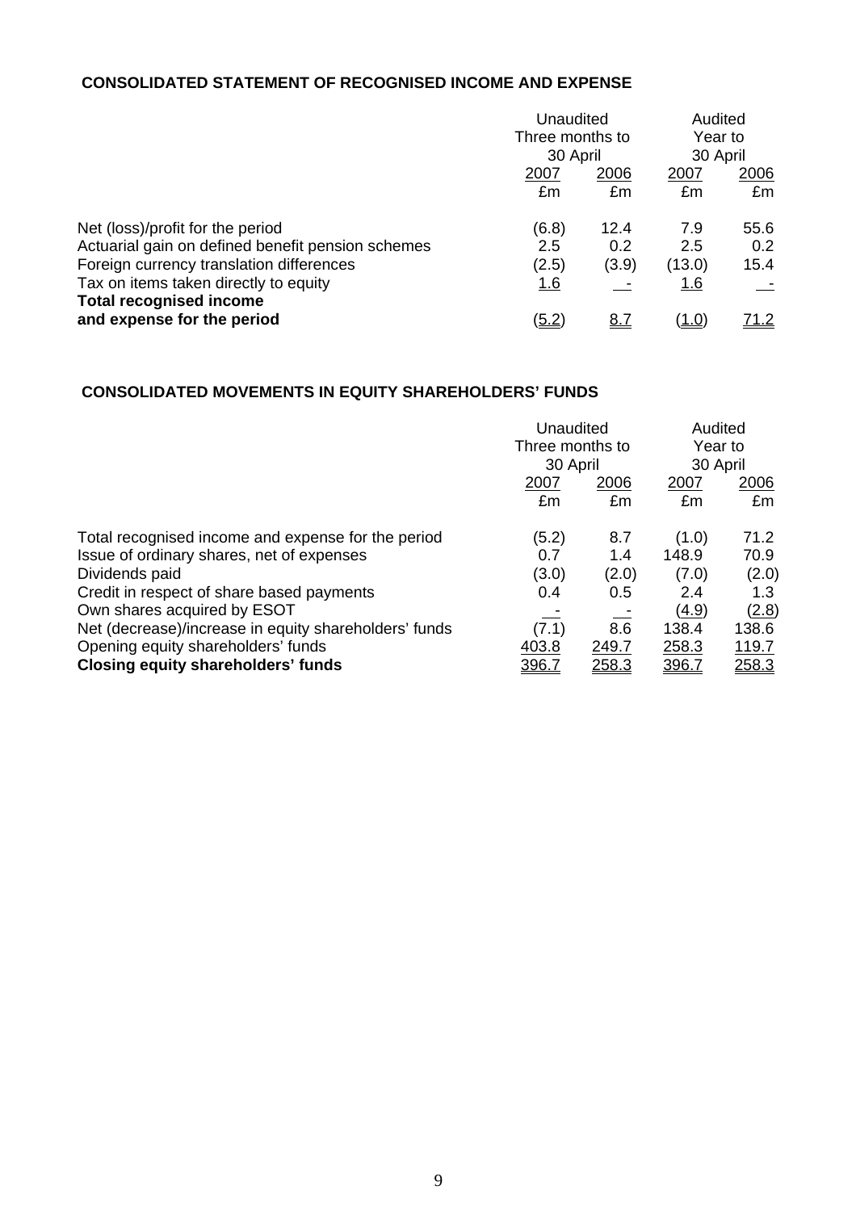## CONSOLIDATED STATEMENT OF RECOGNISED INCOME AND EXPENSE

| | Unaudited Three months to 30 April | | Audited Year to 30 April | |
|---|---|---|---|---|
| | 2007 | 2006 | 2007 | 2006 |
| | £m | £m | £m | £m |
| Net (loss)/profit for the period | (6.8) | 12.4 | 7.9 | 55.6 |
| Actuarial gain on defined benefit pension schemes | 2.5 | 0.2 | 2.5 | 0.2 |
| Foreign currency translation differences | (2.5) | (3.9) | (13.0) | 15.4 |
| Tax on items taken directly to equity | 1.6 | - | 1.6 | - |
| **Total recognised income and expense for the period** | (5.2) | 8.7 | (1.0) | 71.2 |

## CONSOLIDATED MOVEMENTS IN EQUITY SHAREHOLDERS' FUNDS

| | Unaudited Three months to 30 April | | Audited Year to 30 April | |
|---|---|---|---|---|
| | 2007 | 2006 | 2007 | 2006 |
| | £m | £m | £m | £m |
| Total recognised income and expense for the period | (5.2) | 8.7 | (1.0) | 71.2 |
| Issue of ordinary shares, net of expenses | 0.7 | 1.4 | 148.9 | 70.9 |
| Dividends paid | (3.0) | (2.0) | (7.0) | (2.0) |
| Credit in respect of share based payments | 0.4 | 0.5 | 2.4 | 1.3 |
| Own shares acquired by ESOT | - | - | (4.9) | (2.8) |
| Net (decrease)/increase in equity shareholders' funds | (7.1) | 8.6 | 138.4 | 138.6 |
| Opening equity shareholders' funds | 403.8 | 249.7 | 258.3 | 119.7 |
| **Closing equity shareholders' funds** | 396.7 | 258.3 | 396.7 | 258.3 |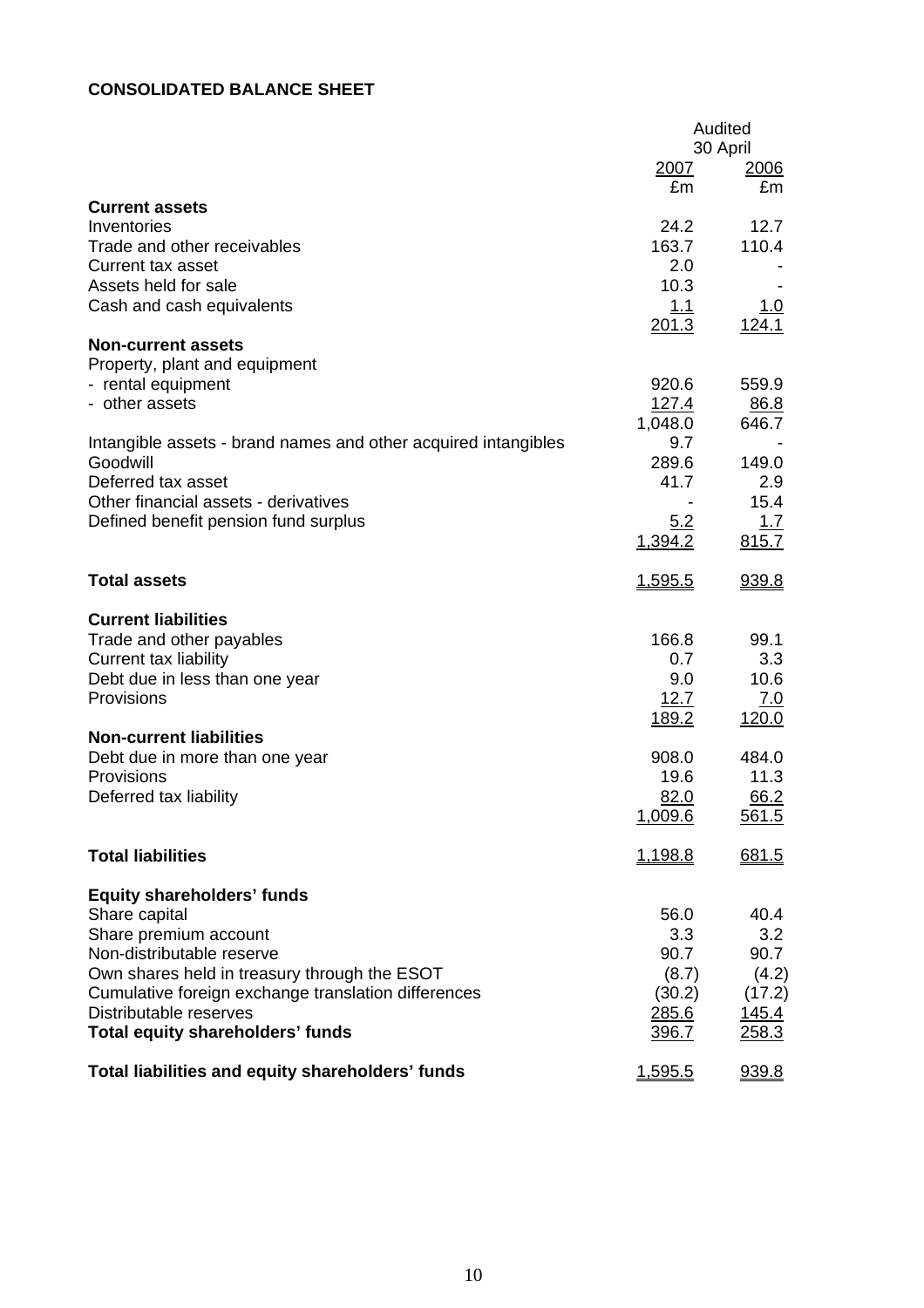## CONSOLIDATED BALANCE SHEET

| | Audited 30 April | |
|---|---|---|
| | 2007 | 2006 |
| | £m | £m |
| **Current assets** | | |
| Inventories | 24.2 | 12.7 |
| Trade and other receivables | 163.7 | 110.4 |
| Current tax asset | 2.0 | - |
| Assets held for sale | 10.3 | - |
| Cash and cash equivalents | 1.1 | 1.0 |
| | 201.3 | 124.1 |
| **Non-current assets** | | |
| Property, plant and equipment | | |
| - rental equipment | 920.6 | 559.9 |
| - other assets | 127.4 | 86.8 |
| | 1,048.0 | 646.7 |
| Intangible assets - brand names and other acquired intangibles | 9.7 | - |
| Goodwill | 289.6 | 149.0 |
| Deferred tax asset | 41.7 | 2.9 |
| Other financial assets - derivatives | - | 15.4 |
| Defined benefit pension fund surplus | 5.2 | 1.7 |
| | 1,394.2 | 815.7 |
| **Total assets** | 1,595.5 | 939.8 |
| **Current liabilities** | | |
| Trade and other payables | 166.8 | 99.1 |
| Current tax liability | 0.7 | 3.3 |
| Debt due in less than one year | 9.0 | 10.6 |
| Provisions | 12.7 | 7.0 |
| | 189.2 | 120.0 |
| **Non-current liabilities** | | |
| Debt due in more than one year | 908.0 | 484.0 |
| Provisions | 19.6 | 11.3 |
| Deferred tax liability | 82.0 | 66.2 |
| | 1,009.6 | 561.5 |
| **Total liabilities** | 1,198.8 | 681.5 |
| **Equity shareholders' funds** | | |
| Share capital | 56.0 | 40.4 |
| Share premium account | 3.3 | 3.2 |
| Non-distributable reserve | 90.7 | 90.7 |
| Own shares held in treasury through the ESOT | (8.7) | (4.2) |
| Cumulative foreign exchange translation differences | (30.2) | (17.2) |
| Distributable reserves | 285.6 | 145.4 |
| **Total equity shareholders' funds** | 396.7 | 258.3 |
| **Total liabilities and equity shareholders' funds** | 1,595.5 | 939.8 |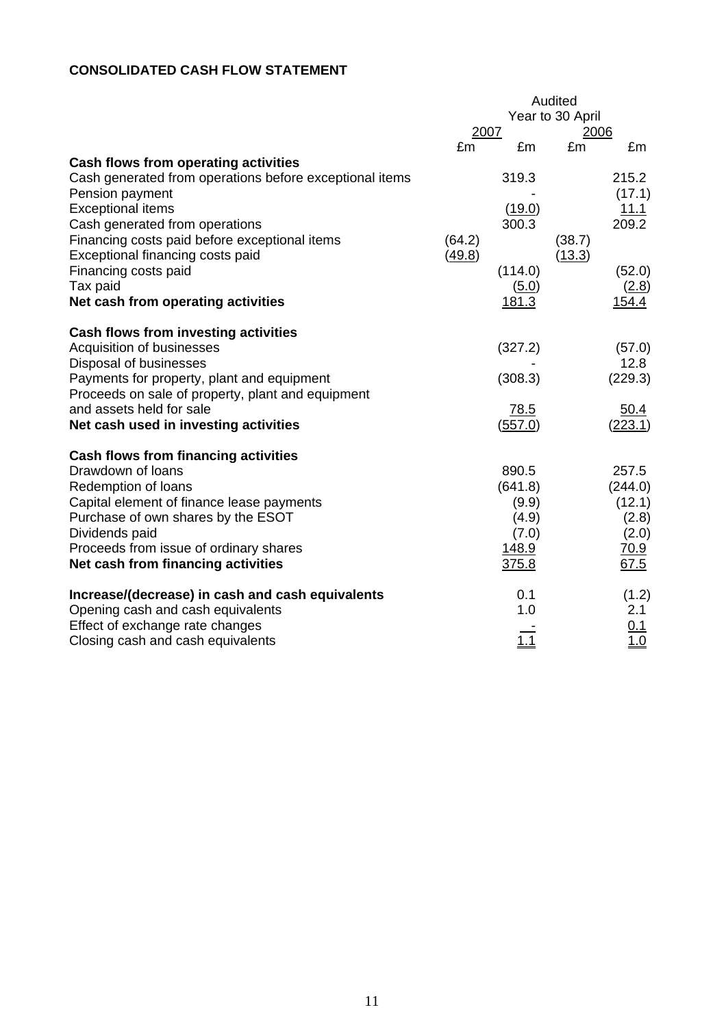**CONSOLIDATED CASH FLOW STATEMENT**

| | Audited Year to 30 April 2007 | | 2006 | |
|---|---|---|---|---|
| | £m | £m | £m | £m |
| **Cash flows from operating activities** | | | | |
| Cash generated from operations before exceptional items | | 319.3 | | 215.2 |
| Pension payment | | - | | (17.1) |
| Exceptional items | | (19.0) | | 11.1 |
| Cash generated from operations | | 300.3 | | 209.2 |
| Financing costs paid before exceptional items | (64.2) | | (38.7) | |
| Exceptional financing costs paid | (49.8) | | (13.3) | |
| Financing costs paid | | (114.0) | | (52.0) |
| Tax paid | | (5.0) | | (2.8) |
| **Net cash from operating activities** | | 181.3 | | 154.4 |
| | | | | |
| **Cash flows from investing activities** | | | | |
| Acquisition of businesses | | (327.2) | | (57.0) |
| Disposal of businesses | | - | | 12.8 |
| Payments for property, plant and equipment | | (308.3) | | (229.3) |
| Proceeds on sale of property, plant and equipment and assets held for sale | | 78.5 | | 50.4 |
| **Net cash used in investing activities** | | (557.0) | | (223.1) |
| | | | | |
| **Cash flows from financing activities** | | | | |
| Drawdown of loans | | 890.5 | | 257.5 |
| Redemption of loans | | (641.8) | | (244.0) |
| Capital element of finance lease payments | | (9.9) | | (12.1) |
| Purchase of own shares by the ESOT | | (4.9) | | (2.8) |
| Dividends paid | | (7.0) | | (2.0) |
| Proceeds from issue of ordinary shares | | 148.9 | | 70.9 |
| **Net cash from financing activities** | | 375.8 | | 67.5 |
| | | | | |
| **Increase/(decrease) in cash and cash equivalents** | | 0.1 | | (1.2) |
| Opening cash and cash equivalents | | 1.0 | | 2.1 |
| Effect of exchange rate changes | | - | | 0.1 |
| Closing cash and cash equivalents | | 1.1 | | 1.0 |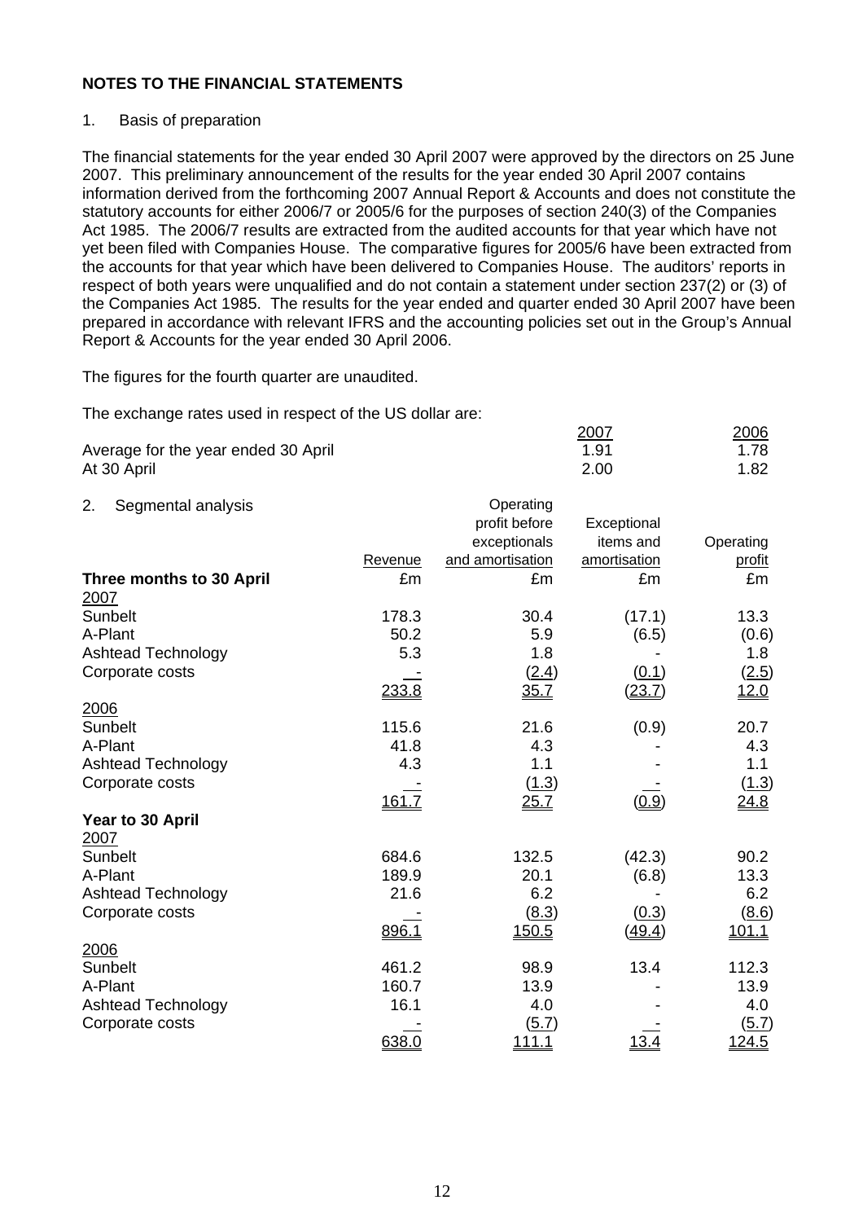**NOTES TO THE FINANCIAL STATEMENTS**

1. Basis of preparation

The financial statements for the year ended 30 April 2007 were approved by the directors on 25 June 2007. This preliminary announcement of the results for the year ended 30 April 2007 contains information derived from the forthcoming 2007 Annual Report & Accounts and does not constitute the statutory accounts for either 2006/7 or 2005/6 for the purposes of section 240(3) of the Companies Act 1985. The 2006/7 results are extracted from the audited accounts for that year which have not yet been filed with Companies House. The comparative figures for 2005/6 have been extracted from the accounts for that year which have been delivered to Companies House. The auditors' reports in respect of both years were unqualified and do not contain a statement under section 237(2) or (3) of the Companies Act 1985. The results for the year ended and quarter ended 30 April 2007 have been prepared in accordance with relevant IFRS and the accounting policies set out in the Group's Annual Report & Accounts for the year ended 30 April 2006.

The figures for the fourth quarter are unaudited.

The exchange rates used in respect of the US dollar are:

| | 2007 | 2006 |
|---|---|---|
| Average for the year ended 30 April | 1.91 | 1.78 |
| At 30 April | 2.00 | 1.82 |

2. Segmental analysis

| | Revenue | Operating profit before exceptionals and amortisation | Exceptional items and amortisation | Operating profit |
|---|---|---|---|---|
| **Three months to 30 April** | £m | £m | £m | £m |
| 2007 | | | | |
| Sunbelt | 178.3 | 30.4 | (17.1) | 13.3 |
| A-Plant | 50.2 | 5.9 | (6.5) | (0.6) |
| Ashtead Technology | 5.3 | 1.8 | - | 1.8 |
| Corporate costs | - | (2.4) | (0.1) | (2.5) |
| | 233.8 | 35.7 | (23.7) | 12.0 |
| 2006 | | | | |
| Sunbelt | 115.6 | 21.6 | (0.9) | 20.7 |
| A-Plant | 41.8 | 4.3 | - | 4.3 |
| Ashtead Technology | 4.3 | 1.1 | - | 1.1 |
| Corporate costs | - | (1.3) | - | (1.3) |
| | 161.7 | 25.7 | (0.9) | 24.8 |
| **Year to 30 April** | | | | |
| 2007 | | | | |
| Sunbelt | 684.6 | 132.5 | (42.3) | 90.2 |
| A-Plant | 189.9 | 20.1 | (6.8) | 13.3 |
| Ashtead Technology | 21.6 | 6.2 | - | 6.2 |
| Corporate costs | - | (8.3) | (0.3) | (8.6) |
| | 896.1 | 150.5 | (49.4) | 101.1 |
| 2006 | | | | |
| Sunbelt | 461.2 | 98.9 | 13.4 | 112.3 |
| A-Plant | 160.7 | 13.9 | - | 13.9 |
| Ashtead Technology | 16.1 | 4.0 | - | 4.0 |
| Corporate costs | - | (5.7) | - | (5.7) |
| | 638.0 | 111.1 | 13.4 | 124.5 |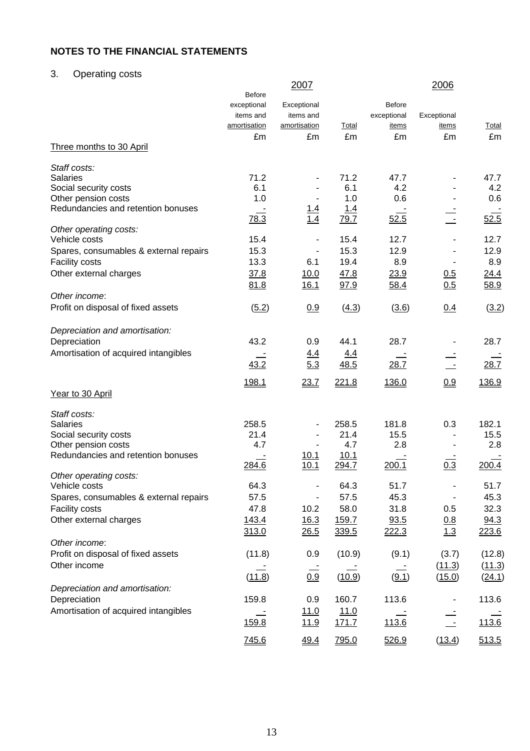# NOTES TO THE FINANCIAL STATEMENTS

## 3. Operating costs

| | 2007 | | | 2006 | | |
|---|---|---|---|---|---|---|
| | Before exceptional items and amortisation | Exceptional items and amortisation | Total | Before exceptional items | Exceptional items | Total |
| | £m | £m | £m | £m | £m | £m |
| Three months to 30 April | | | | | | |
| *Staff costs:* | | | | | | |
| Salaries | 71.2 | - | 71.2 | 47.7 | - | 47.7 |
| Social security costs | 6.1 | - | 6.1 | 4.2 | - | 4.2 |
| Other pension costs | 1.0 | - | 1.0 | 0.6 | - | 0.6 |
| Redundancies and retention bonuses | - | 1.4 | 1.4 | - | - | - |
| | 78.3 | 1.4 | 79.7 | 52.5 | - | 52.5 |
| *Other operating costs:* | | | | | | |
| Vehicle costs | 15.4 | - | 15.4 | 12.7 | - | 12.7 |
| Spares, consumables & external repairs | 15.3 | - | 15.3 | 12.9 | - | 12.9 |
| Facility costs | 13.3 | 6.1 | 19.4 | 8.9 | - | 8.9 |
| Other external charges | 37.8 | 10.0 | 47.8 | 23.9 | 0.5 | 24.4 |
| | 81.8 | 16.1 | 97.9 | 58.4 | 0.5 | 58.9 |
| *Other income*: | | | | | | |
| Profit on disposal of fixed assets | (5.2) | 0.9 | (4.3) | (3.6) | 0.4 | (3.2) |
| *Depreciation and amortisation:* | | | | | | |
| Depreciation | 43.2 | 0.9 | 44.1 | 28.7 | - | 28.7 |
| Amortisation of acquired intangibles | - | 4.4 | 4.4 | - | - | - |
| | 43.2 | 5.3 | 48.5 | 28.7 | - | 28.7 |
| | 198.1 | 23.7 | 221.8 | 136.0 | 0.9 | 136.9 |
| Year to 30 April | | | | | | |
| *Staff costs:* | | | | | | |
| Salaries | 258.5 | - | 258.5 | 181.8 | 0.3 | 182.1 |
| Social security costs | 21.4 | - | 21.4 | 15.5 | - | 15.5 |
| Other pension costs | 4.7 | - | 4.7 | 2.8 | - | 2.8 |
| Redundancies and retention bonuses | - | 10.1 | 10.1 | - | - | - |
| | 284.6 | 10.1 | 294.7 | 200.1 | 0.3 | 200.4 |
| *Other operating costs:* | | | | | | |
| Vehicle costs | 64.3 | - | 64.3 | 51.7 | - | 51.7 |
| Spares, consumables & external repairs | 57.5 | - | 57.5 | 45.3 | - | 45.3 |
| Facility costs | 47.8 | 10.2 | 58.0 | 31.8 | 0.5 | 32.3 |
| Other external charges | 143.4 | 16.3 | 159.7 | 93.5 | 0.8 | 94.3 |
| | 313.0 | 26.5 | 339.5 | 222.3 | 1.3 | 223.6 |
| *Other income*: | | | | | | |
| Profit on disposal of fixed assets | (11.8) | 0.9 | (10.9) | (9.1) | (3.7) | (12.8) |
| Other income | - | - | - | - | (11.3) | (11.3) |
| | (11.8) | 0.9 | (10.9) | (9.1) | (15.0) | (24.1) |
| *Depreciation and amortisation:* | | | | | | |
| Depreciation | 159.8 | 0.9 | 160.7 | 113.6 | - | 113.6 |
| Amortisation of acquired intangibles | - | 11.0 | 11.0 | - | - | - |
| | 159.8 | 11.9 | 171.7 | 113.6 | - | 113.6 |
| | 745.6 | 49.4 | 795.0 | 526.9 | (13.4) | 513.5 |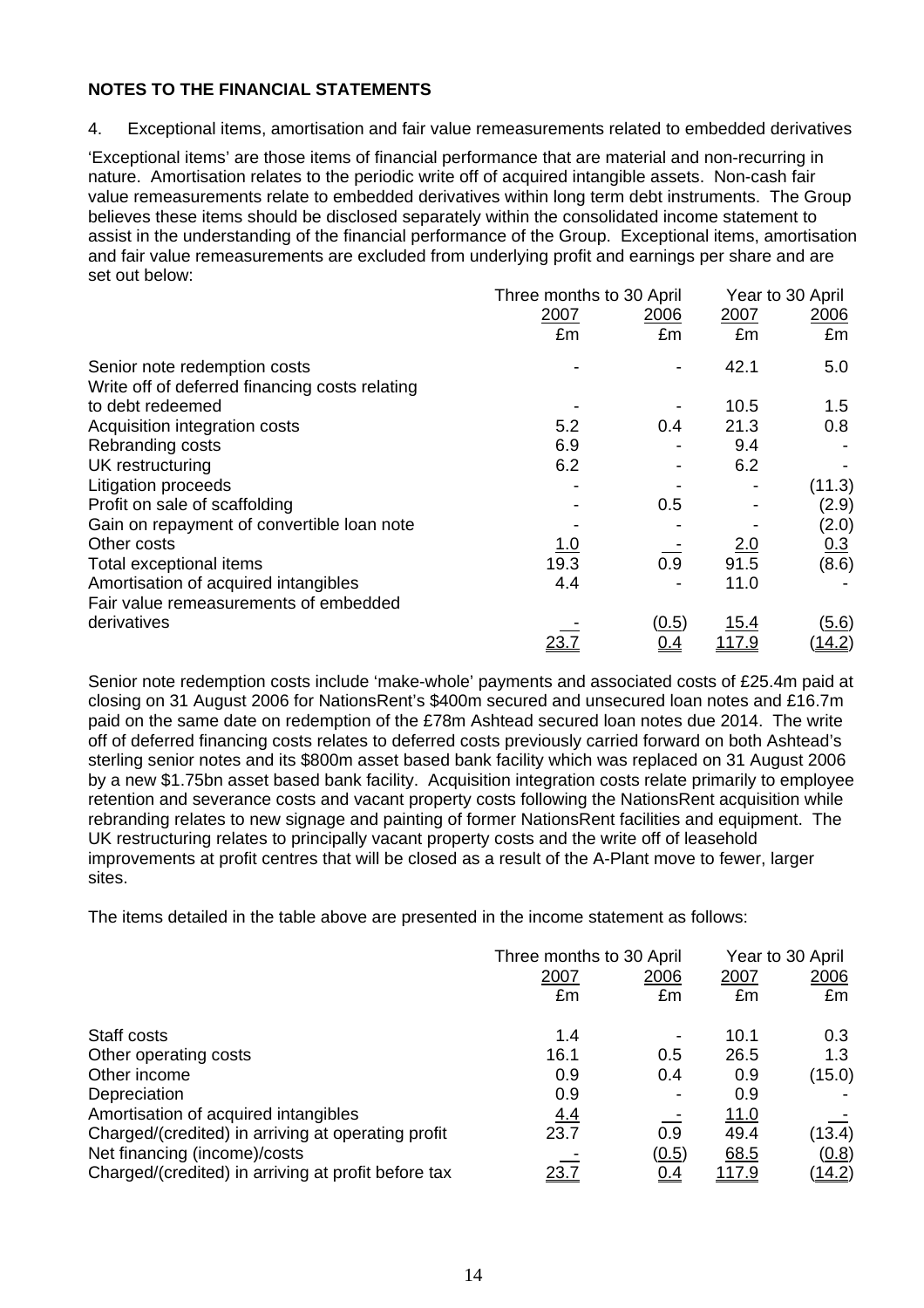## NOTES TO THE FINANCIAL STATEMENTS

4. Exceptional items, amortisation and fair value remeasurements related to embedded derivatives

'Exceptional items' are those items of financial performance that are material and non-recurring in nature. Amortisation relates to the periodic write off of acquired intangible assets. Non-cash fair value remeasurements relate to embedded derivatives within long term debt instruments. The Group believes these items should be disclosed separately within the consolidated income statement to assist in the understanding of the financial performance of the Group. Exceptional items, amortisation and fair value remeasurements are excluded from underlying profit and earnings per share and are set out below:

| | Three months to 30 April | | Year to 30 April | |
|---|---|---|---|---|
| | 2007 | 2006 | 2007 | 2006 |
| | £m | £m | £m | £m |
| Senior note redemption costs | - | - | 42.1 | 5.0 |
| Write off of deferred financing costs relating to debt redeemed | - | - | 10.5 | 1.5 |
| Acquisition integration costs | 5.2 | 0.4 | 21.3 | 0.8 |
| Rebranding costs | 6.9 | - | 9.4 | - |
| UK restructuring | 6.2 | - | 6.2 | - |
| Litigation proceeds | - | - | - | (11.3) |
| Profit on sale of scaffolding | - | 0.5 | - | (2.9) |
| Gain on repayment of convertible loan note | - | - | - | (2.0) |
| Other costs | 1.0 | - | 2.0 | 0.3 |
| Total exceptional items | 19.3 | 0.9 | 91.5 | (8.6) |
| Amortisation of acquired intangibles | 4.4 | - | 11.0 | - |
| Fair value remeasurements of embedded derivatives | - | (0.5) | 15.4 | (5.6) |
| | 23.7 | 0.4 | 117.9 | (14.2) |

Senior note redemption costs include 'make-whole' payments and associated costs of £25.4m paid at closing on 31 August 2006 for NationsRent's $400m secured and unsecured loan notes and £16.7m paid on the same date on redemption of the £78m Ashtead secured loan notes due 2014. The write off of deferred financing costs relates to deferred costs previously carried forward on both Ashtead's sterling senior notes and its $800m asset based bank facility which was replaced on 31 August 2006 by a new $1.75bn asset based bank facility. Acquisition integration costs relate primarily to employee retention and severance costs and vacant property costs following the NationsRent acquisition while rebranding relates to new signage and painting of former NationsRent facilities and equipment. The UK restructuring relates to principally vacant property costs and the write off of leasehold improvements at profit centres that will be closed as a result of the A-Plant move to fewer, larger sites.

The items detailed in the table above are presented in the income statement as follows:

| | Three months to 30 April | | Year to 30 April | |
|---|---|---|---|---|
| | 2007 | 2006 | 2007 | 2006 |
| | £m | £m | £m | £m |
| Staff costs | 1.4 | - | 10.1 | 0.3 |
| Other operating costs | 16.1 | 0.5 | 26.5 | 1.3 |
| Other income | 0.9 | 0.4 | 0.9 | (15.0) |
| Depreciation | 0.9 | - | 0.9 | - |
| Amortisation of acquired intangibles | 4.4 | - | 11.0 | - |
| Charged/(credited) in arriving at operating profit | 23.7 | 0.9 | 49.4 | (13.4) |
| Net financing (income)/costs | - | (0.5) | 68.5 | (0.8) |
| Charged/(credited) in arriving at profit before tax | 23.7 | 0.4 | 117.9 | (14.2) |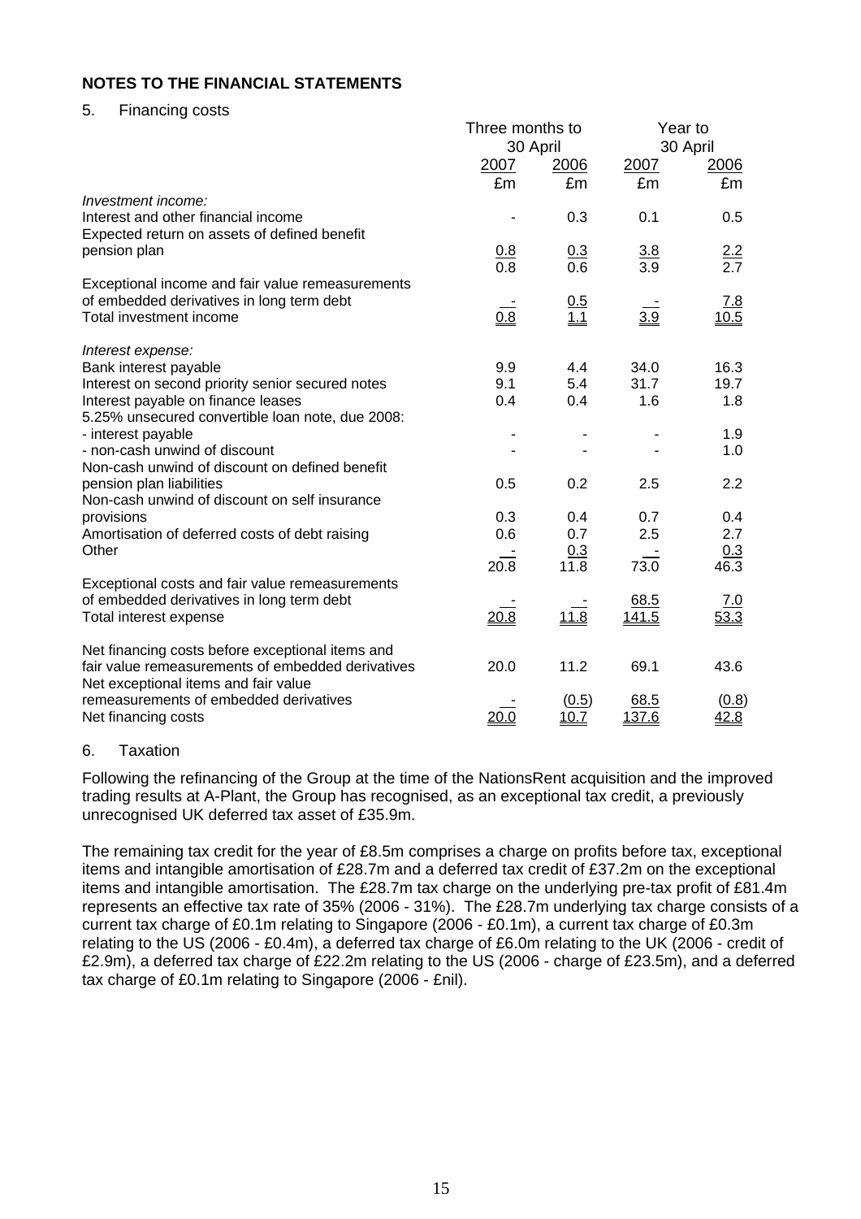## NOTES TO THE FINANCIAL STATEMENTS

### 5. Financing costs

| | Three months to 30 April | | Year to 30 April | |
|---|---|---|---|---|
| | 2007 | 2006 | 2007 | 2006 |
| | £m | £m | £m | £m |
| *Investment income:* | | | | |
| Interest and other financial income | - | 0.3 | 0.1 | 0.5 |
| Expected return on assets of defined benefit pension plan | 0.8 | 0.3 | 3.8 | 2.2 |
| | 0.8 | 0.6 | 3.9 | 2.7 |
| Exceptional income and fair value remeasurements of embedded derivatives in long term debt | - | 0.5 | - | 7.8 |
| Total investment income | 0.8 | 1.1 | 3.9 | 10.5 |
| *Interest expense:* | | | | |
| Bank interest payable | 9.9 | 4.4 | 34.0 | 16.3 |
| Interest on second priority senior secured notes | 9.1 | 5.4 | 31.7 | 19.7 |
| Interest payable on finance leases | 0.4 | 0.4 | 1.6 | 1.8 |
| 5.25% unsecured convertible loan note, due 2008: | | | | |
| - interest payable | - | - | - | 1.9 |
| - non-cash unwind of discount | - | - | - | 1.0 |
| Non-cash unwind of discount on defined benefit pension plan liabilities | 0.5 | 0.2 | 2.5 | 2.2 |
| Non-cash unwind of discount on self insurance provisions | 0.3 | 0.4 | 0.7 | 0.4 |
| Amortisation of deferred costs of debt raising | 0.6 | 0.7 | 2.5 | 2.7 |
| Other | - | 0.3 | - | 0.3 |
| | 20.8 | 11.8 | 73.0 | 46.3 |
| Exceptional costs and fair value remeasurements of embedded derivatives in long term debt | - | - | 68.5 | 7.0 |
| Total interest expense | 20.8 | 11.8 | 141.5 | 53.3 |
| Net financing costs before exceptional items and fair value remeasurements of embedded derivatives | 20.0 | 11.2 | 69.1 | 43.6 |
| Net exceptional items and fair value remeasurements of embedded derivatives | - | (0.5) | 68.5 | (0.8) |
| Net financing costs | 20.0 | 10.7 | 137.6 | 42.8 |

### 6. Taxation

Following the refinancing of the Group at the time of the NationsRent acquisition and the improved trading results at A-Plant, the Group has recognised, as an exceptional tax credit, a previously unrecognised UK deferred tax asset of £35.9m.

The remaining tax credit for the year of £8.5m comprises a charge on profits before tax, exceptional items and intangible amortisation of £28.7m and a deferred tax credit of £37.2m on the exceptional items and intangible amortisation. The £28.7m tax charge on the underlying pre-tax profit of £81.4m represents an effective tax rate of 35% (2006 - 31%). The £28.7m underlying tax charge consists of a current tax charge of £0.1m relating to Singapore (2006 - £0.1m), a current tax charge of £0.3m relating to the US (2006 - £0.4m), a deferred tax charge of £6.0m relating to the UK (2006 - credit of £2.9m), a deferred tax charge of £22.2m relating to the US (2006 - charge of £23.5m), and a deferred tax charge of £0.1m relating to Singapore (2006 - £nil).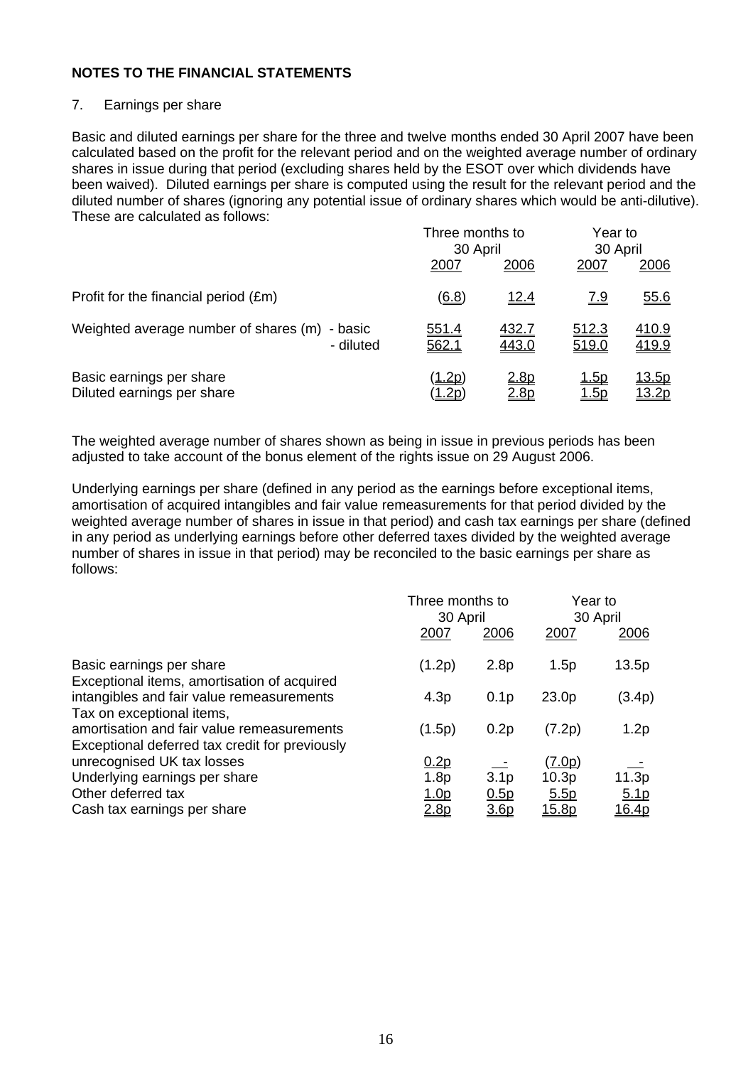## NOTES TO THE FINANCIAL STATEMENTS

7. Earnings per share

Basic and diluted earnings per share for the three and twelve months ended 30 April 2007 have been calculated based on the profit for the relevant period and on the weighted average number of ordinary shares in issue during that period (excluding shares held by the ESOT over which dividends have been waived). Diluted earnings per share is computed using the result for the relevant period and the diluted number of shares (ignoring any potential issue of ordinary shares which would be anti-dilutive). These are calculated as follows:

| | Three months to 30 April | | Year to 30 April | |
|---|---|---|---|---|
| | 2007 | 2006 | 2007 | 2006 |
| Profit for the financial period (£m) | (6.8) | 12.4 | 7.9 | 55.6 |
| Weighted average number of shares (m) - basic | 551.4 | 432.7 | 512.3 | 410.9 |
| - diluted | 562.1 | 443.0 | 519.0 | 419.9 |
| Basic earnings per share | (1.2p) | 2.8p | 1.5p | 13.5p |
| Diluted earnings per share | (1.2p) | 2.8p | 1.5p | 13.2p |

The weighted average number of shares shown as being in issue in previous periods has been adjusted to take account of the bonus element of the rights issue on 29 August 2006.

Underlying earnings per share (defined in any period as the earnings before exceptional items, amortisation of acquired intangibles and fair value remeasurements for that period divided by the weighted average number of shares in issue in that period) and cash tax earnings per share (defined in any period as underlying earnings before other deferred taxes divided by the weighted average number of shares in issue in that period) may be reconciled to the basic earnings per share as follows:

| | Three months to 30 April | | Year to 30 April | |
|---|---|---|---|---|
| | 2007 | 2006 | 2007 | 2006 |
| Basic earnings per share | (1.2p) | 2.8p | 1.5p | 13.5p |
| Exceptional items, amortisation of acquired intangibles and fair value remeasurements | 4.3p | 0.1p | 23.0p | (3.4p) |
| Tax on exceptional items, amortisation and fair value remeasurements | (1.5p) | 0.2p | (7.2p) | 1.2p |
| Exceptional deferred tax credit for previously unrecognised UK tax losses | 0.2p | - | (7.0p) | - |
| Underlying earnings per share | 1.8p | 3.1p | 10.3p | 11.3p |
| Other deferred tax | 1.0p | 0.5p | 5.5p | 5.1p |
| Cash tax earnings per share | 2.8p | 3.6p | 15.8p | 16.4p |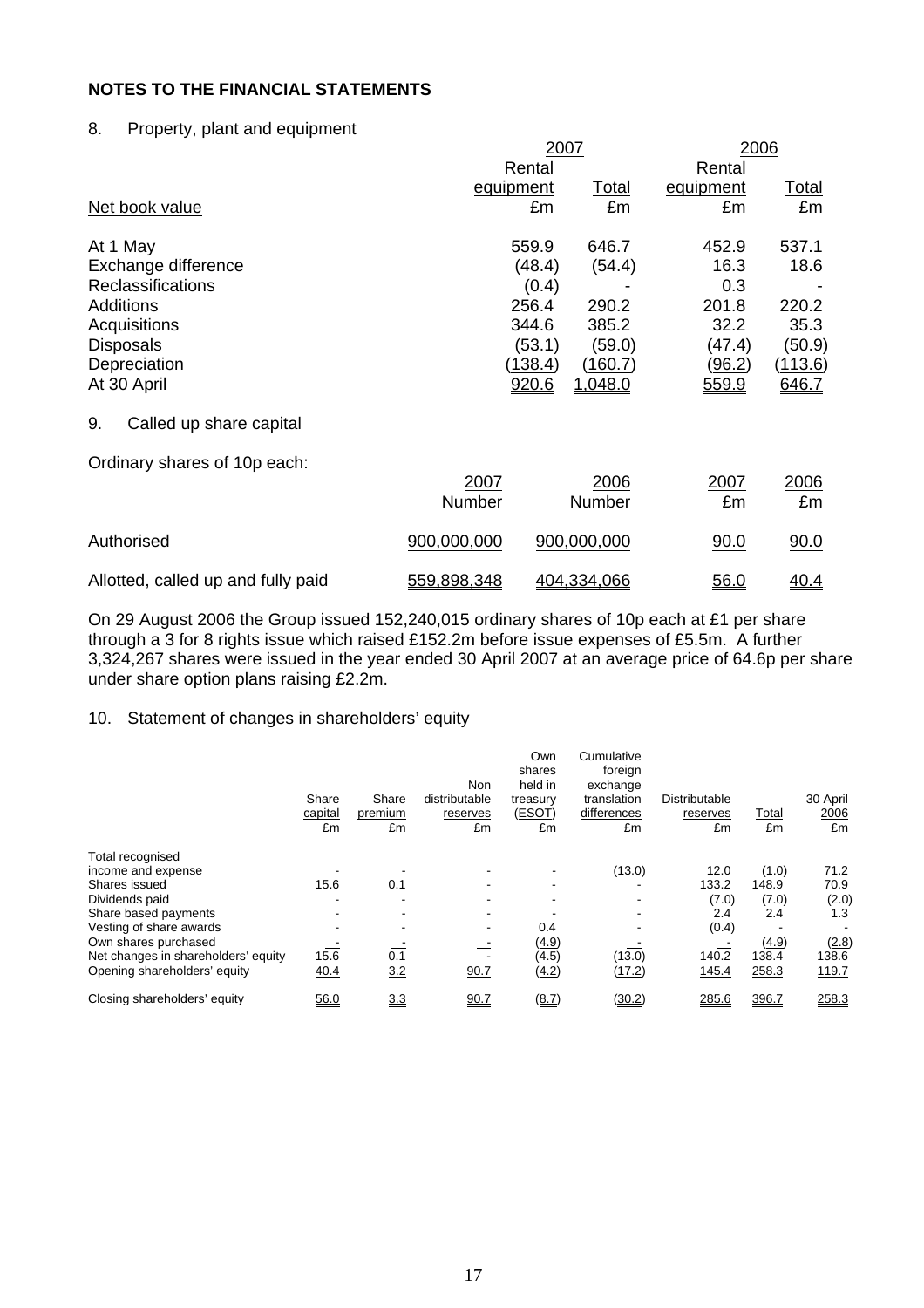## NOTES TO THE FINANCIAL STATEMENTS

### 8. Property, plant and equipment

| | 2007 | | 2006 | |
|---|---|---|---|---|
| | Rental equipment | Total | Rental equipment | Total |
| Net book value | £m | £m | £m | £m |
| At 1 May | 559.9 | 646.7 | 452.9 | 537.1 |
| Exchange difference | (48.4) | (54.4) | 16.3 | 18.6 |
| Reclassifications | (0.4) | - | 0.3 | - |
| Additions | 256.4 | 290.2 | 201.8 | 220.2 |
| Acquisitions | 344.6 | 385.2 | 32.2 | 35.3 |
| Disposals | (53.1) | (59.0) | (47.4) | (50.9) |
| Depreciation | (138.4) | (160.7) | (96.2) | (113.6) |
| At 30 April | 920.6 | 1,048.0 | 559.9 | 646.7 |

### 9. Called up share capital

Ordinary shares of 10p each:

| | 2007 Number | 2006 Number | 2007 £m | 2006 £m |
|---|---|---|---|---|
| Authorised | 900,000,000 | 900,000,000 | 90.0 | 90.0 |
| Allotted, called up and fully paid | 559,898,348 | 404,334,066 | 56.0 | 40.4 |

On 29 August 2006 the Group issued 152,240,015 ordinary shares of 10p each at £1 per share through a 3 for 8 rights issue which raised £152.2m before issue expenses of £5.5m. A further 3,324,267 shares were issued in the year ended 30 April 2007 at an average price of 64.6p per share under share option plans raising £2.2m.

### 10. Statement of changes in shareholders' equity

| | Share capital £m | Share premium £m | Non distributable reserves £m | Own shares held in treasury (ESOT) £m | Cumulative foreign exchange translation differences £m | Distributable reserves £m | Total £m | 30 April 2006 £m |
|---|---|---|---|---|---|---|---|---|
| Total recognised income and expense | - | - | - | - | (13.0) | 12.0 | (1.0) | 71.2 |
| Shares issued | 15.6 | 0.1 | - | - | - | 133.2 | 148.9 | 70.9 |
| Dividends paid | - | - | - | - | - | (7.0) | (7.0) | (2.0) |
| Share based payments | - | - | - | - | - | 2.4 | 2.4 | 1.3 |
| Vesting of share awards | - | - | - | 0.4 | - | (0.4) | - | - |
| Own shares purchased | - | - | - | (4.9) | - | - | (4.9) | (2.8) |
| Net changes in shareholders' equity | 15.6 | 0.1 | - | (4.5) | (13.0) | 140.2 | 138.4 | 138.6 |
| Opening shareholders' equity | 40.4 | 3.2 | 90.7 | (4.2) | (17.2) | 145.4 | 258.3 | 119.7 |
| Closing shareholders' equity | 56.0 | 3.3 | 90.7 | (8.7) | (30.2) | 285.6 | 396.7 | 258.3 |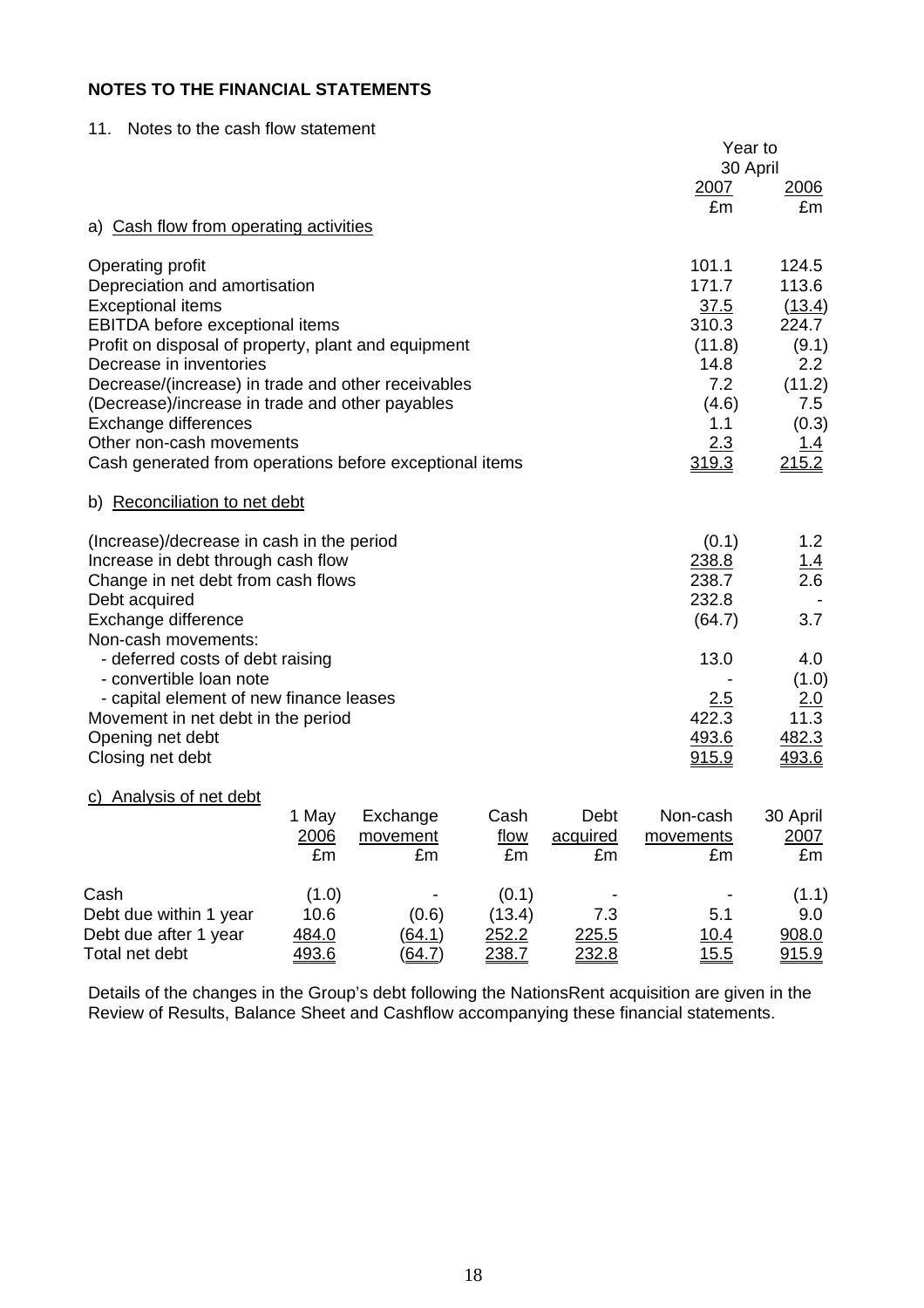**NOTES TO THE FINANCIAL STATEMENTS**

11. Notes to the cash flow statement

| | Year to 30 April 2007 £m | 2006 £m |
|---|---|---|
| a) Cash flow from operating activities | | |
| Operating profit | 101.1 | 124.5 |
| Depreciation and amortisation | 171.7 | 113.6 |
| Exceptional items | 37.5 | (13.4) |
| EBITDA before exceptional items | 310.3 | 224.7 |
| Profit on disposal of property, plant and equipment | (11.8) | (9.1) |
| Decrease in inventories | 14.8 | 2.2 |
| Decrease/(increase) in trade and other receivables | 7.2 | (11.2) |
| (Decrease)/increase in trade and other payables | (4.6) | 7.5 |
| Exchange differences | 1.1 | (0.3) |
| Other non-cash movements | 2.3 | 1.4 |
| Cash generated from operations before exceptional items | 319.3 | 215.2 |
| b) Reconciliation to net debt | | |
| (Increase)/decrease in cash in the period | (0.1) | 1.2 |
| Increase in debt through cash flow | 238.8 | 1.4 |
| Change in net debt from cash flows | 238.7 | 2.6 |
| Debt acquired | 232.8 | - |
| Exchange difference | (64.7) | 3.7 |
| Non-cash movements: | | |
| - deferred costs of debt raising | 13.0 | 4.0 |
| - convertible loan note | - | (1.0) |
| - capital element of new finance leases | 2.5 | 2.0 |
| Movement in net debt in the period | 422.3 | 11.3 |
| Opening net debt | 493.6 | 482.3 |
| Closing net debt | 915.9 | 493.6 |

c) Analysis of net debt

| | 1 May 2006 £m | Exchange movement £m | Cash flow £m | Debt acquired £m | Non-cash movements £m | 30 April 2007 £m |
|---|---|---|---|---|---|---|
| Cash | (1.0) | - | (0.1) | - | - | (1.1) |
| Debt due within 1 year | 10.6 | (0.6) | (13.4) | 7.3 | 5.1 | 9.0 |
| Debt due after 1 year | 484.0 | (64.1) | 252.2 | 225.5 | 10.4 | 908.0 |
| Total net debt | 493.6 | (64.7) | 238.7 | 232.8 | 15.5 | 915.9 |

Details of the changes in the Group's debt following the NationsRent acquisition are given in the Review of Results, Balance Sheet and Cashflow accompanying these financial statements.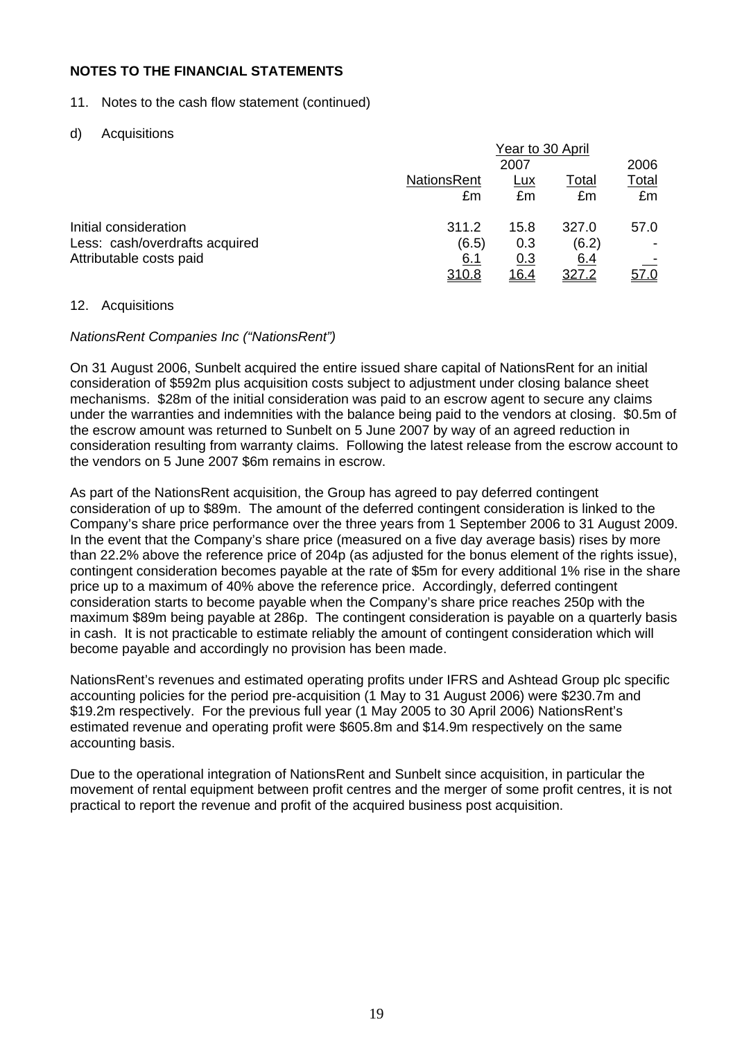## NOTES TO THE FINANCIAL STATEMENTS

11. Notes to the cash flow statement (continued)

d) Acquisitions

| | Year to 30 April | | | |
|---|---|---|---|---|
| | 2007 | | | 2006 |
| | NationsRent | Lux | Total | Total |
| | £m | £m | £m | £m |
| Initial consideration | 311.2 | 15.8 | 327.0 | 57.0 |
| Less: cash/overdrafts acquired | (6.5) | 0.3 | (6.2) | - |
| Attributable costs paid | 6.1 | 0.3 | 6.4 | - |
| | 310.8 | 16.4 | 327.2 | 57.0 |

12. Acquisitions

*NationsRent Companies Inc ("NationsRent")*

On 31 August 2006, Sunbelt acquired the entire issued share capital of NationsRent for an initial consideration of $592m plus acquisition costs subject to adjustment under closing balance sheet mechanisms. $28m of the initial consideration was paid to an escrow agent to secure any claims under the warranties and indemnities with the balance being paid to the vendors at closing. $0.5m of the escrow amount was returned to Sunbelt on 5 June 2007 by way of an agreed reduction in consideration resulting from warranty claims. Following the latest release from the escrow account to the vendors on 5 June 2007 $6m remains in escrow.

As part of the NationsRent acquisition, the Group has agreed to pay deferred contingent consideration of up to $89m. The amount of the deferred contingent consideration is linked to the Company's share price performance over the three years from 1 September 2006 to 31 August 2009. In the event that the Company's share price (measured on a five day average basis) rises by more than 22.2% above the reference price of 204p (as adjusted for the bonus element of the rights issue), contingent consideration becomes payable at the rate of $5m for every additional 1% rise in the share price up to a maximum of 40% above the reference price. Accordingly, deferred contingent consideration starts to become payable when the Company's share price reaches 250p with the maximum $89m being payable at 286p. The contingent consideration is payable on a quarterly basis in cash. It is not practicable to estimate reliably the amount of contingent consideration which will become payable and accordingly no provision has been made.

NationsRent's revenues and estimated operating profits under IFRS and Ashtead Group plc specific accounting policies for the period pre-acquisition (1 May to 31 August 2006) were $230.7m and $19.2m respectively. For the previous full year (1 May 2005 to 30 April 2006) NationsRent's estimated revenue and operating profit were $605.8m and $14.9m respectively on the same accounting basis.

Due to the operational integration of NationsRent and Sunbelt since acquisition, in particular the movement of rental equipment between profit centres and the merger of some profit centres, it is not practical to report the revenue and profit of the acquired business post acquisition.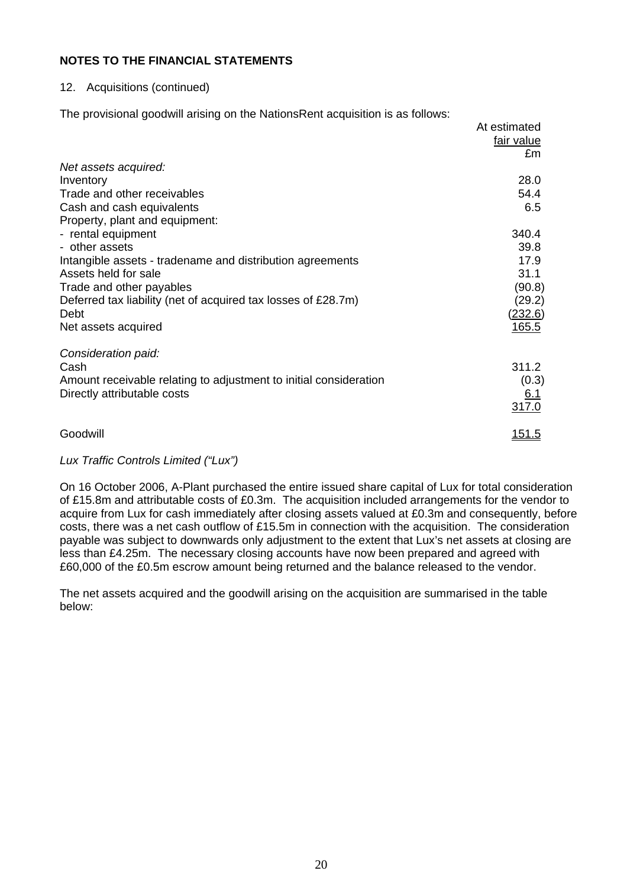## NOTES TO THE FINANCIAL STATEMENTS

12. Acquisitions (continued)

The provisional goodwill arising on the NationsRent acquisition is as follows:

| | At estimated fair value £m |
|---|---|
| *Net assets acquired:* | |
| Inventory | 28.0 |
| Trade and other receivables | 54.4 |
| Cash and cash equivalents | 6.5 |
| Property, plant and equipment: | |
| - rental equipment | 340.4 |
| - other assets | 39.8 |
| Intangible assets - tradename and distribution agreements | 17.9 |
| Assets held for sale | 31.1 |
| Trade and other payables | (90.8) |
| Deferred tax liability (net of acquired tax losses of £28.7m) | (29.2) |
| Debt | (232.6) |
| Net assets acquired | 165.5 |
| *Consideration paid:* | |
| Cash | 311.2 |
| Amount receivable relating to adjustment to initial consideration | (0.3) |
| Directly attributable costs | 6.1 |
| | 317.0 |
| Goodwill | 151.5 |

*Lux Traffic Controls Limited ("Lux")*

On 16 October 2006, A-Plant purchased the entire issued share capital of Lux for total consideration of £15.8m and attributable costs of £0.3m. The acquisition included arrangements for the vendor to acquire from Lux for cash immediately after closing assets valued at £0.3m and consequently, before costs, there was a net cash outflow of £15.5m in connection with the acquisition. The consideration payable was subject to downwards only adjustment to the extent that Lux's net assets at closing are less than £4.25m. The necessary closing accounts have now been prepared and agreed with £60,000 of the £0.5m escrow amount being returned and the balance released to the vendor.

The net assets acquired and the goodwill arising on the acquisition are summarised in the table below: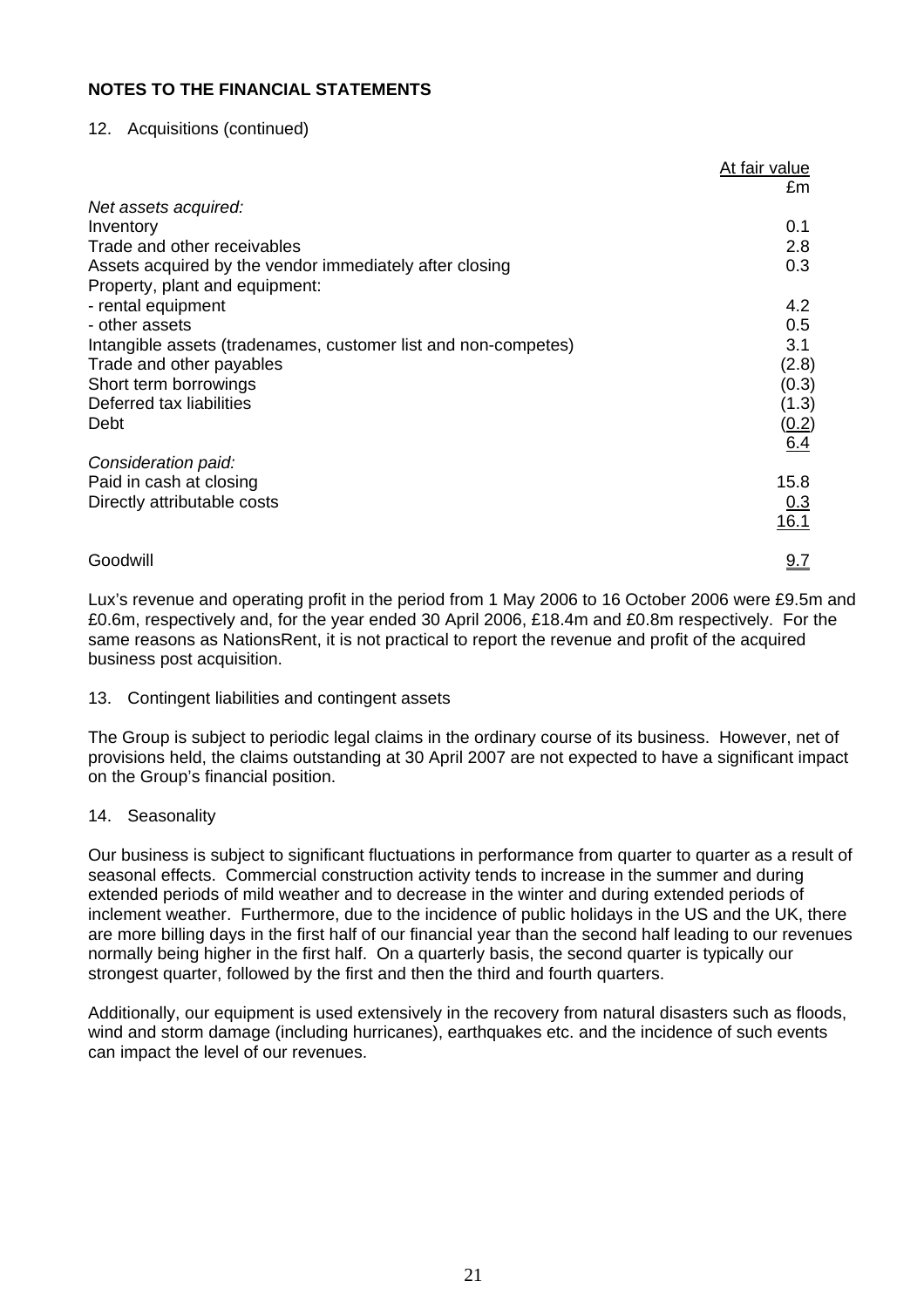## NOTES TO THE FINANCIAL STATEMENTS

12. Acquisitions (continued)

| | At fair value £m |
|---|---|
| *Net assets acquired:* | |
| Inventory | 0.1 |
| Trade and other receivables | 2.8 |
| Assets acquired by the vendor immediately after closing | 0.3 |
| Property, plant and equipment: | |
| - rental equipment | 4.2 |
| - other assets | 0.5 |
| Intangible assets (tradenames, customer list and non-competes) | 3.1 |
| Trade and other payables | (2.8) |
| Short term borrowings | (0.3) |
| Deferred tax liabilities | (1.3) |
| Debt | (0.2) |
| | 6.4 |
| *Consideration paid:* | |
| Paid in cash at closing | 15.8 |
| Directly attributable costs | 0.3 |
| | 16.1 |
| Goodwill | 9.7 |

Lux's revenue and operating profit in the period from 1 May 2006 to 16 October 2006 were £9.5m and £0.6m, respectively and, for the year ended 30 April 2006, £18.4m and £0.8m respectively. For the same reasons as NationsRent, it is not practical to report the revenue and profit of the acquired business post acquisition.

13. Contingent liabilities and contingent assets

The Group is subject to periodic legal claims in the ordinary course of its business. However, net of provisions held, the claims outstanding at 30 April 2007 are not expected to have a significant impact on the Group's financial position.

14. Seasonality

Our business is subject to significant fluctuations in performance from quarter to quarter as a result of seasonal effects. Commercial construction activity tends to increase in the summer and during extended periods of mild weather and to decrease in the winter and during extended periods of inclement weather. Furthermore, due to the incidence of public holidays in the US and the UK, there are more billing days in the first half of our financial year than the second half leading to our revenues normally being higher in the first half. On a quarterly basis, the second quarter is typically our strongest quarter, followed by the first and then the third and fourth quarters.

Additionally, our equipment is used extensively in the recovery from natural disasters such as floods, wind and storm damage (including hurricanes), earthquakes etc. and the incidence of such events can impact the level of our revenues.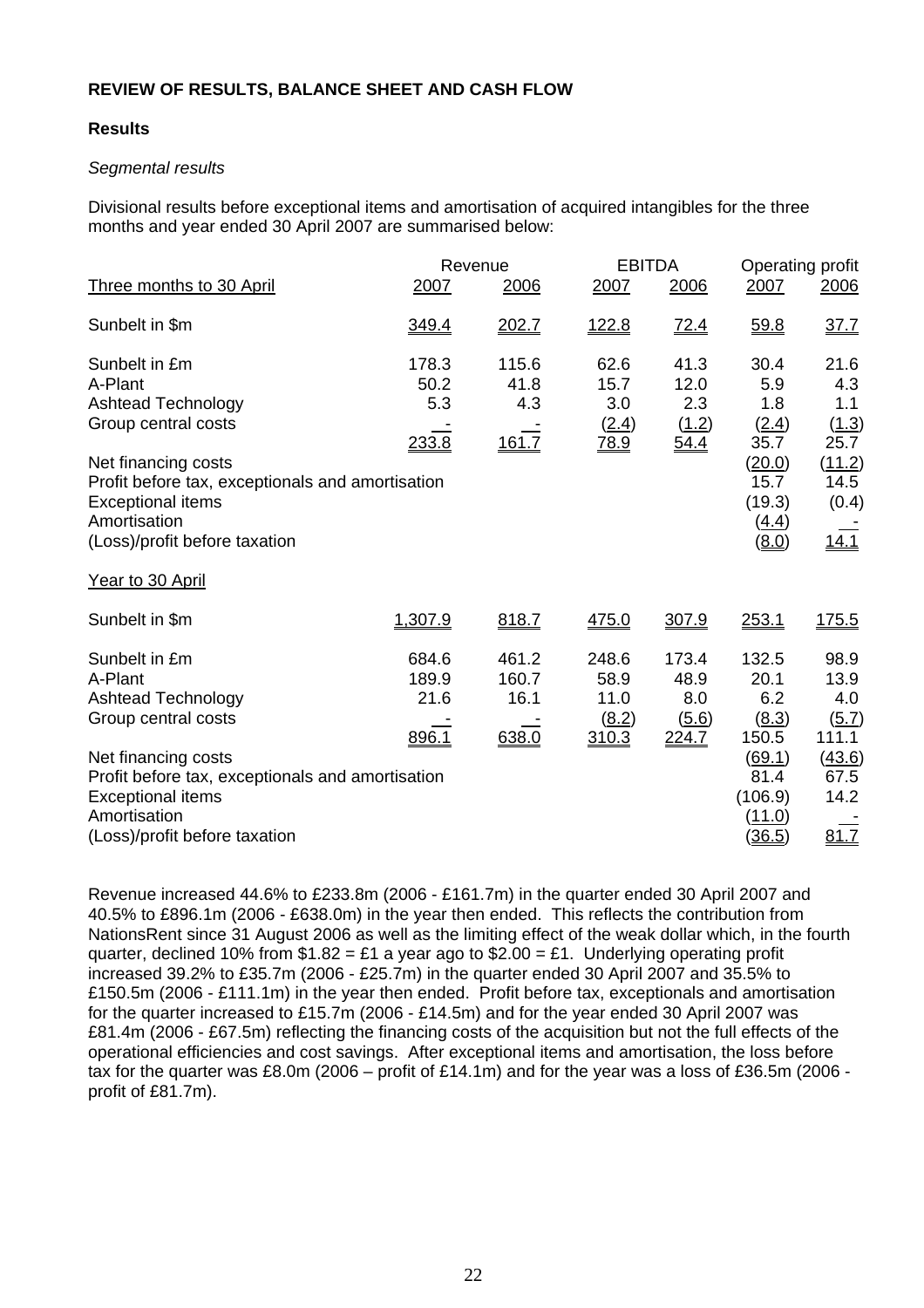## REVIEW OF RESULTS, BALANCE SHEET AND CASH FLOW

### Results

*Segmental results*

Divisional results before exceptional items and amortisation of acquired intangibles for the three months and year ended 30 April 2007 are summarised below:

| | Revenue | | EBITDA | | Operating profit | |
|---|---|---|---|---|---|---|
| Three months to 30 April | 2007 | 2006 | 2007 | 2006 | 2007 | 2006 |
| Sunbelt in $m | 349.4 | 202.7 | 122.8 | 72.4 | 59.8 | 37.7 |
| Sunbelt in £m | 178.3 | 115.6 | 62.6 | 41.3 | 30.4 | 21.6 |
| A-Plant | 50.2 | 41.8 | 15.7 | 12.0 | 5.9 | 4.3 |
| Ashtead Technology | 5.3 | 4.3 | 3.0 | 2.3 | 1.8 | 1.1 |
| Group central costs | - | - | (2.4) | (1.2) | (2.4) | (1.3) |
| | 233.8 | 161.7 | 78.9 | 54.4 | 35.7 | 25.7 |
| Net financing costs | | | | | (20.0) | (11.2) |
| Profit before tax, exceptionals and amortisation | | | | | 15.7 | 14.5 |
| Exceptional items | | | | | (19.3) | (0.4) |
| Amortisation | | | | | (4.4) | - |
| (Loss)/profit before taxation | | | | | (8.0) | 14.1 |
| Year to 30 April | | | | | | |
| Sunbelt in $m | 1,307.9 | 818.7 | 475.0 | 307.9 | 253.1 | 175.5 |
| Sunbelt in £m | 684.6 | 461.2 | 248.6 | 173.4 | 132.5 | 98.9 |
| A-Plant | 189.9 | 160.7 | 58.9 | 48.9 | 20.1 | 13.9 |
| Ashtead Technology | 21.6 | 16.1 | 11.0 | 8.0 | 6.2 | 4.0 |
| Group central costs | - | - | (8.2) | (5.6) | (8.3) | (5.7) |
| | 896.1 | 638.0 | 310.3 | 224.7 | 150.5 | 111.1 |
| Net financing costs | | | | | (69.1) | (43.6) |
| Profit before tax, exceptionals and amortisation | | | | | 81.4 | 67.5 |
| Exceptional items | | | | | (106.9) | 14.2 |
| Amortisation | | | | | (11.0) | - |
| (Loss)/profit before taxation | | | | | (36.5) | 81.7 |

Revenue increased 44.6% to £233.8m (2006 - £161.7m) in the quarter ended 30 April 2007 and 40.5% to £896.1m (2006 - £638.0m) in the year then ended. This reflects the contribution from NationsRent since 31 August 2006 as well as the limiting effect of the weak dollar which, in the fourth quarter, declined 10% from $1.82 = £1 a year ago to $2.00 = £1. Underlying operating profit increased 39.2% to £35.7m (2006 - £25.7m) in the quarter ended 30 April 2007 and 35.5% to £150.5m (2006 - £111.1m) in the year then ended. Profit before tax, exceptionals and amortisation for the quarter increased to £15.7m (2006 - £14.5m) and for the year ended 30 April 2007 was £81.4m (2006 - £67.5m) reflecting the financing costs of the acquisition but not the full effects of the operational efficiencies and cost savings. After exceptional items and amortisation, the loss before tax for the quarter was £8.0m (2006 – profit of £14.1m) and for the year was a loss of £36.5m (2006 - profit of £81.7m).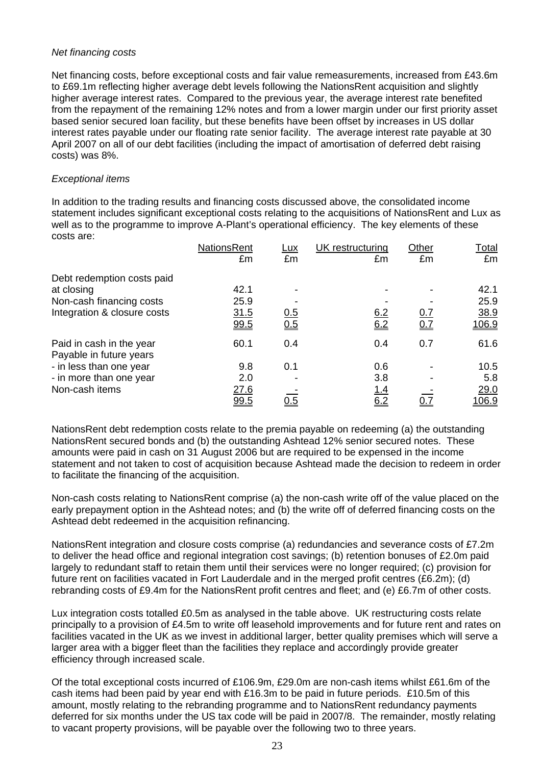*Net financing costs*

Net financing costs, before exceptional costs and fair value remeasurements, increased from £43.6m to £69.1m reflecting higher average debt levels following the NationsRent acquisition and slightly higher average interest rates. Compared to the previous year, the average interest rate benefited from the repayment of the remaining 12% notes and from a lower margin under our first priority asset based senior secured loan facility, but these benefits have been offset by increases in US dollar interest rates payable under our floating rate senior facility. The average interest rate payable at 30 April 2007 on all of our debt facilities (including the impact of amortisation of deferred debt raising costs) was 8%.

*Exceptional items*

In addition to the trading results and financing costs discussed above, the consolidated income statement includes significant exceptional costs relating to the acquisitions of NationsRent and Lux as well as to the programme to improve A-Plant's operational efficiency. The key elements of these costs are:

| | NationsRent £m | Lux £m | UK restructuring £m | Other £m | Total £m |
|---|---|---|---|---|---|
| Debt redemption costs paid at closing | 42.1 | - | - | - | 42.1 |
| Non-cash financing costs | 25.9 | - | - | - | 25.9 |
| Integration & closure costs | 31.5 | 0.5 | 6.2 | 0.7 | 38.9 |
| | 99.5 | 0.5 | 6.2 | 0.7 | 106.9 |
| Paid in cash in the year | 60.1 | 0.4 | 0.4 | 0.7 | 61.6 |
| Payable in future years | | | | | |
| - in less than one year | 9.8 | 0.1 | 0.6 | - | 10.5 |
| - in more than one year | 2.0 | - | 3.8 | - | 5.8 |
| Non-cash items | 27.6 | - | 1.4 | - | 29.0 |
| | 99.5 | 0.5 | 6.2 | 0.7 | 106.9 |

NationsRent debt redemption costs relate to the premia payable on redeeming (a) the outstanding NationsRent secured bonds and (b) the outstanding Ashtead 12% senior secured notes. These amounts were paid in cash on 31 August 2006 but are required to be expensed in the income statement and not taken to cost of acquisition because Ashtead made the decision to redeem in order to facilitate the financing of the acquisition.

Non-cash costs relating to NationsRent comprise (a) the non-cash write off of the value placed on the early prepayment option in the Ashtead notes; and (b) the write off of deferred financing costs on the Ashtead debt redeemed in the acquisition refinancing.

NationsRent integration and closure costs comprise (a) redundancies and severance costs of £7.2m to deliver the head office and regional integration cost savings; (b) retention bonuses of £2.0m paid largely to redundant staff to retain them until their services were no longer required; (c) provision for future rent on facilities vacated in Fort Lauderdale and in the merged profit centres (£6.2m); (d) rebranding costs of £9.4m for the NationsRent profit centres and fleet; and (e) £6.7m of other costs.

Lux integration costs totalled £0.5m as analysed in the table above. UK restructuring costs relate principally to a provision of £4.5m to write off leasehold improvements and for future rent and rates on facilities vacated in the UK as we invest in additional larger, better quality premises which will serve a larger area with a bigger fleet than the facilities they replace and accordingly provide greater efficiency through increased scale.

Of the total exceptional costs incurred of £106.9m, £29.0m are non-cash items whilst £61.6m of the cash items had been paid by year end with £16.3m to be paid in future periods. £10.5m of this amount, mostly relating to the rebranding programme and to NationsRent redundancy payments deferred for six months under the US tax code will be paid in 2007/8. The remainder, mostly relating to vacant property provisions, will be payable over the following two to three years.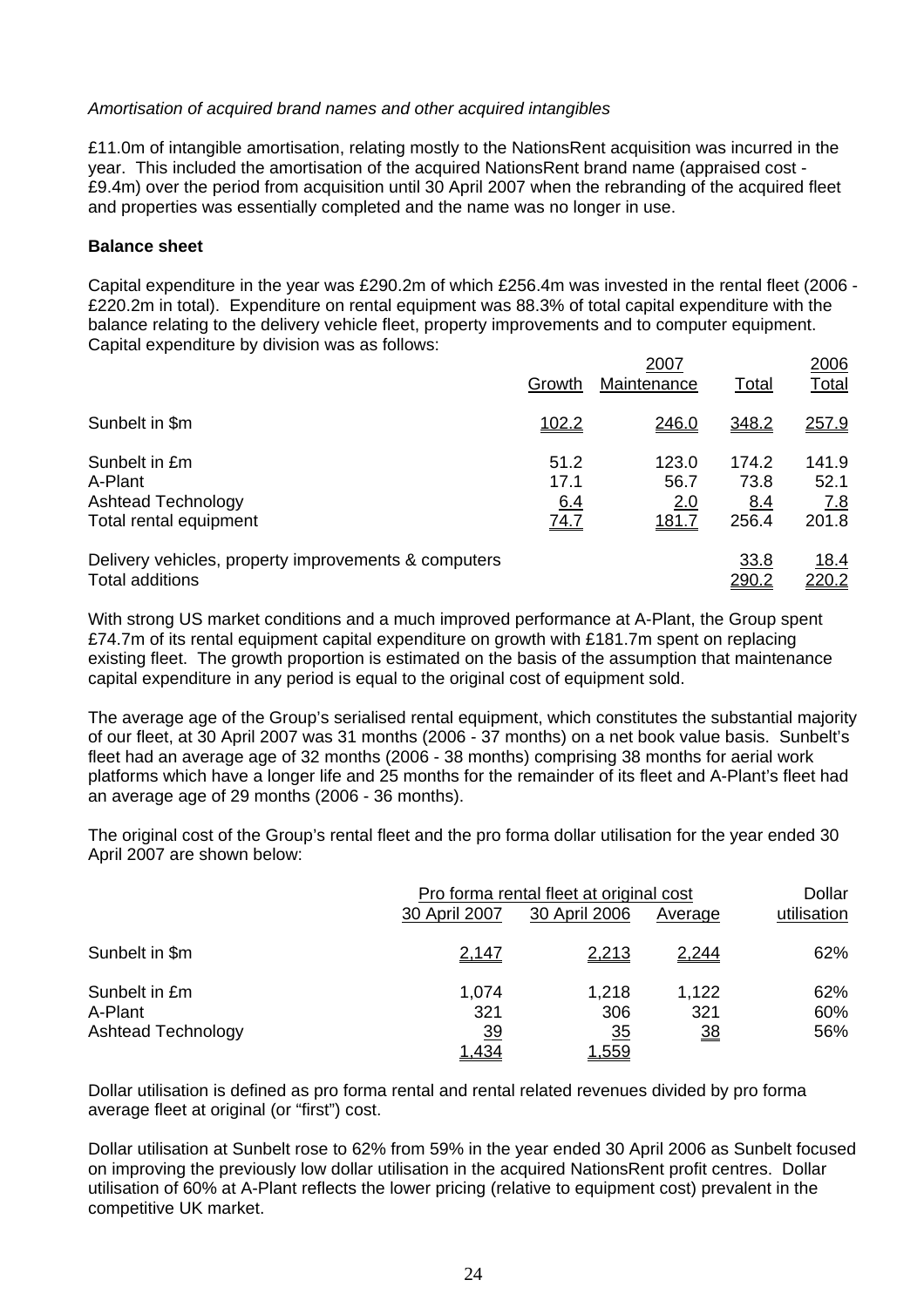*Amortisation of acquired brand names and other acquired intangibles*

£11.0m of intangible amortisation, relating mostly to the NationsRent acquisition was incurred in the year. This included the amortisation of the acquired NationsRent brand name (appraised cost - £9.4m) over the period from acquisition until 30 April 2007 when the rebranding of the acquired fleet and properties was essentially completed and the name was no longer in use.

**Balance sheet**

Capital expenditure in the year was £290.2m of which £256.4m was invested in the rental fleet (2006 - £220.2m in total). Expenditure on rental equipment was 88.3% of total capital expenditure with the balance relating to the delivery vehicle fleet, property improvements and to computer equipment. Capital expenditure by division was as follows:

| | 2007 | | | 2006 |
|---|---|---|---|---|
| | Growth | Maintenance | Total | Total |
| Sunbelt in $m | 102.2 | 246.0 | 348.2 | 257.9 |
| Sunbelt in £m | 51.2 | 123.0 | 174.2 | 141.9 |
| A-Plant | 17.1 | 56.7 | 73.8 | 52.1 |
| Ashtead Technology | 6.4 | 2.0 | 8.4 | 7.8 |
| Total rental equipment | 74.7 | 181.7 | 256.4 | 201.8 |
| Delivery vehicles, property improvements & computers | | | 33.8 | 18.4 |
| Total additions | | | 290.2 | 220.2 |

With strong US market conditions and a much improved performance at A-Plant, the Group spent £74.7m of its rental equipment capital expenditure on growth with £181.7m spent on replacing existing fleet. The growth proportion is estimated on the basis of the assumption that maintenance capital expenditure in any period is equal to the original cost of equipment sold.

The average age of the Group's serialised rental equipment, which constitutes the substantial majority of our fleet, at 30 April 2007 was 31 months (2006 - 37 months) on a net book value basis. Sunbelt's fleet had an average age of 32 months (2006 - 38 months) comprising 38 months for aerial work platforms which have a longer life and 25 months for the remainder of its fleet and A-Plant's fleet had an average age of 29 months (2006 - 36 months).

The original cost of the Group's rental fleet and the pro forma dollar utilisation for the year ended 30 April 2007 are shown below:

| | Pro forma rental fleet at original cost | | | Dollar |
|---|---|---|---|---|
| | 30 April 2007 | 30 April 2006 | Average | utilisation |
| Sunbelt in $m | 2,147 | 2,213 | 2,244 | 62% |
| Sunbelt in £m | 1,074 | 1,218 | 1,122 | 62% |
| A-Plant | 321 | 306 | 321 | 60% |
| Ashtead Technology | 39 | 35 | 38 | 56% |
| | 1,434 | 1,559 | | |

Dollar utilisation is defined as pro forma rental and rental related revenues divided by pro forma average fleet at original (or "first") cost.

Dollar utilisation at Sunbelt rose to 62% from 59% in the year ended 30 April 2006 as Sunbelt focused on improving the previously low dollar utilisation in the acquired NationsRent profit centres. Dollar utilisation of 60% at A-Plant reflects the lower pricing (relative to equipment cost) prevalent in the competitive UK market.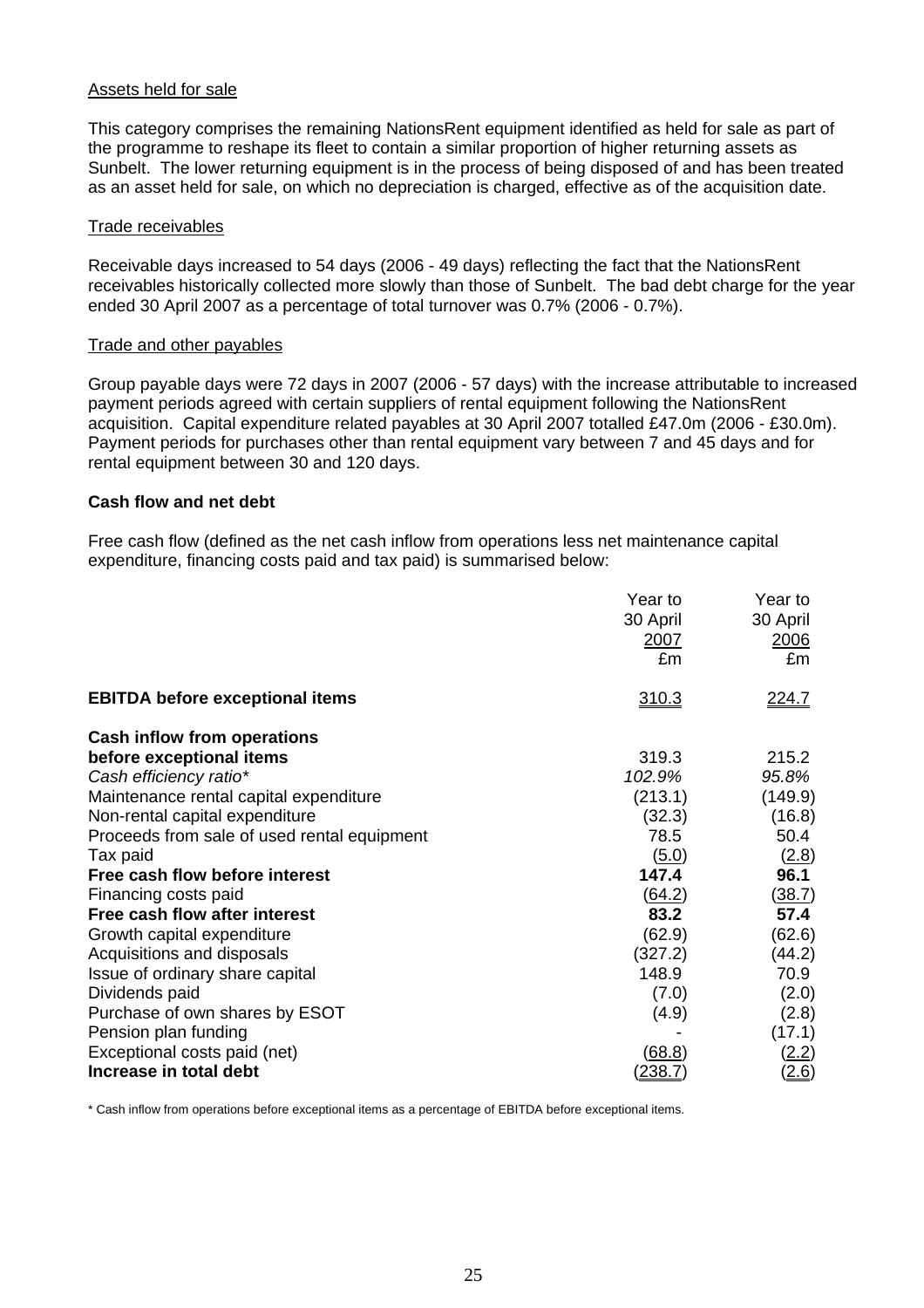Assets held for sale

This category comprises the remaining NationsRent equipment identified as held for sale as part of the programme to reshape its fleet to contain a similar proportion of higher returning assets as Sunbelt. The lower returning equipment is in the process of being disposed of and has been treated as an asset held for sale, on which no depreciation is charged, effective as of the acquisition date.

Trade receivables

Receivable days increased to 54 days (2006 - 49 days) reflecting the fact that the NationsRent receivables historically collected more slowly than those of Sunbelt. The bad debt charge for the year ended 30 April 2007 as a percentage of total turnover was 0.7% (2006 - 0.7%).

Trade and other payables

Group payable days were 72 days in 2007 (2006 - 57 days) with the increase attributable to increased payment periods agreed with certain suppliers of rental equipment following the NationsRent acquisition. Capital expenditure related payables at 30 April 2007 totalled £47.0m (2006 - £30.0m). Payment periods for purchases other than rental equipment vary between 7 and 45 days and for rental equipment between 30 and 120 days.

**Cash flow and net debt**

Free cash flow (defined as the net cash inflow from operations less net maintenance capital expenditure, financing costs paid and tax paid) is summarised below:

| | Year to 30 April 2007 £m | Year to 30 April 2006 £m |
|---|---|---|
| **EBITDA before exceptional items** | 310.3 | 224.7 |
| **Cash inflow from operations before exceptional items** | 319.3 | 215.2 |
| *Cash efficiency ratio** | *102.9%* | *95.8%* |
| Maintenance rental capital expenditure | (213.1) | (149.9) |
| Non-rental capital expenditure | (32.3) | (16.8) |
| Proceeds from sale of used rental equipment | 78.5 | 50.4 |
| Tax paid | (5.0) | (2.8) |
| **Free cash flow before interest** | **147.4** | **96.1** |
| Financing costs paid | (64.2) | (38.7) |
| **Free cash flow after interest** | **83.2** | **57.4** |
| Growth capital expenditure | (62.9) | (62.6) |
| Acquisitions and disposals | (327.2) | (44.2) |
| Issue of ordinary share capital | 148.9 | 70.9 |
| Dividends paid | (7.0) | (2.0) |
| Purchase of own shares by ESOT | (4.9) | (2.8) |
| Pension plan funding | - | (17.1) |
| Exceptional costs paid (net) | (68.8) | (2.2) |
| **Increase in total debt** | (238.7) | (2.6) |

\* Cash inflow from operations before exceptional items as a percentage of EBITDA before exceptional items.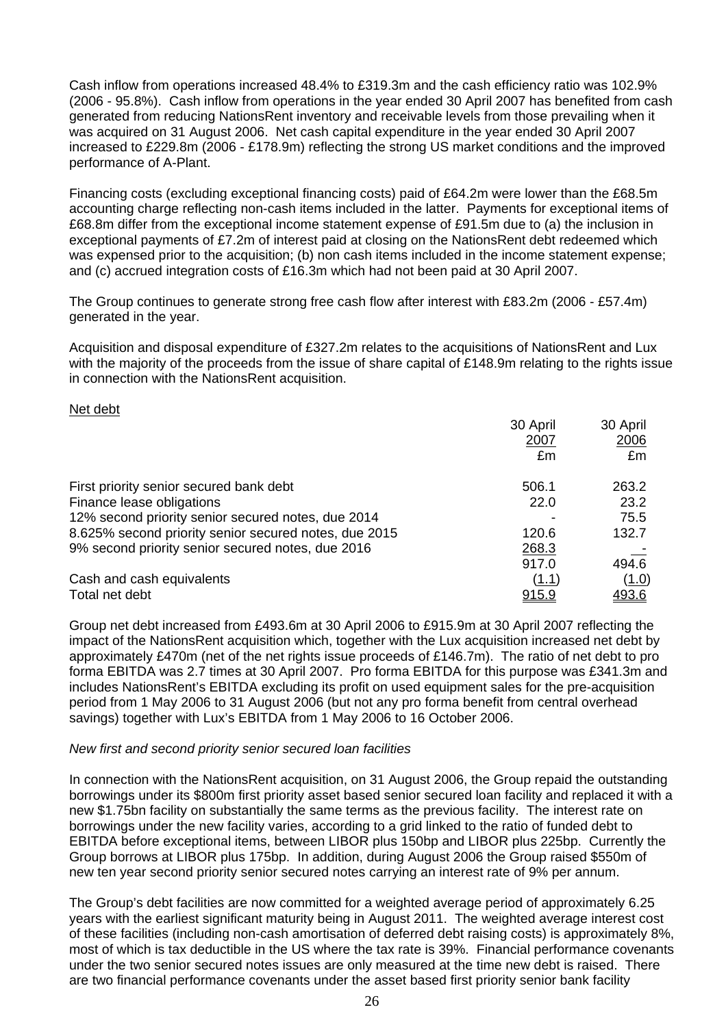Cash inflow from operations increased 48.4% to £319.3m and the cash efficiency ratio was 102.9% (2006 - 95.8%). Cash inflow from operations in the year ended 30 April 2007 has benefited from cash generated from reducing NationsRent inventory and receivable levels from those prevailing when it was acquired on 31 August 2006. Net cash capital expenditure in the year ended 30 April 2007 increased to £229.8m (2006 - £178.9m) reflecting the strong US market conditions and the improved performance of A-Plant.

Financing costs (excluding exceptional financing costs) paid of £64.2m were lower than the £68.5m accounting charge reflecting non-cash items included in the latter. Payments for exceptional items of £68.8m differ from the exceptional income statement expense of £91.5m due to (a) the inclusion in exceptional payments of £7.2m of interest paid at closing on the NationsRent debt redeemed which was expensed prior to the acquisition; (b) non cash items included in the income statement expense; and (c) accrued integration costs of £16.3m which had not been paid at 30 April 2007.

The Group continues to generate strong free cash flow after interest with £83.2m (2006 - £57.4m) generated in the year.

Acquisition and disposal expenditure of £327.2m relates to the acquisitions of NationsRent and Lux with the majority of the proceeds from the issue of share capital of £148.9m relating to the rights issue in connection with the NationsRent acquisition.

Net debt

| | 30 April 2007 £m | 30 April 2006 £m |
|---|---|---|
| First priority senior secured bank debt | 506.1 | 263.2 |
| Finance lease obligations | 22.0 | 23.2 |
| 12% second priority senior secured notes, due 2014 | - | 75.5 |
| 8.625% second priority senior secured notes, due 2015 | 120.6 | 132.7 |
| 9% second priority senior secured notes, due 2016 | 268.3 | - |
| | 917.0 | 494.6 |
| Cash and cash equivalents | (1.1) | (1.0) |
| Total net debt | 915.9 | 493.6 |

Group net debt increased from £493.6m at 30 April 2006 to £915.9m at 30 April 2007 reflecting the impact of the NationsRent acquisition which, together with the Lux acquisition increased net debt by approximately £470m (net of the net rights issue proceeds of £146.7m). The ratio of net debt to pro forma EBITDA was 2.7 times at 30 April 2007. Pro forma EBITDA for this purpose was £341.3m and includes NationsRent's EBITDA excluding its profit on used equipment sales for the pre-acquisition period from 1 May 2006 to 31 August 2006 (but not any pro forma benefit from central overhead savings) together with Lux's EBITDA from 1 May 2006 to 16 October 2006.

*New first and second priority senior secured loan facilities*

In connection with the NationsRent acquisition, on 31 August 2006, the Group repaid the outstanding borrowings under its \$800m first priority asset based senior secured loan facility and replaced it with a new \$1.75bn facility on substantially the same terms as the previous facility. The interest rate on borrowings under the new facility varies, according to a grid linked to the ratio of funded debt to EBITDA before exceptional items, between LIBOR plus 150bp and LIBOR plus 225bp. Currently the Group borrows at LIBOR plus 175bp. In addition, during August 2006 the Group raised \$550m of new ten year second priority senior secured notes carrying an interest rate of 9% per annum.

The Group's debt facilities are now committed for a weighted average period of approximately 6.25 years with the earliest significant maturity being in August 2011. The weighted average interest cost of these facilities (including non-cash amortisation of deferred debt raising costs) is approximately 8%, most of which is tax deductible in the US where the tax rate is 39%. Financial performance covenants under the two senior secured notes issues are only measured at the time new debt is raised. There are two financial performance covenants under the asset based first priority senior bank facility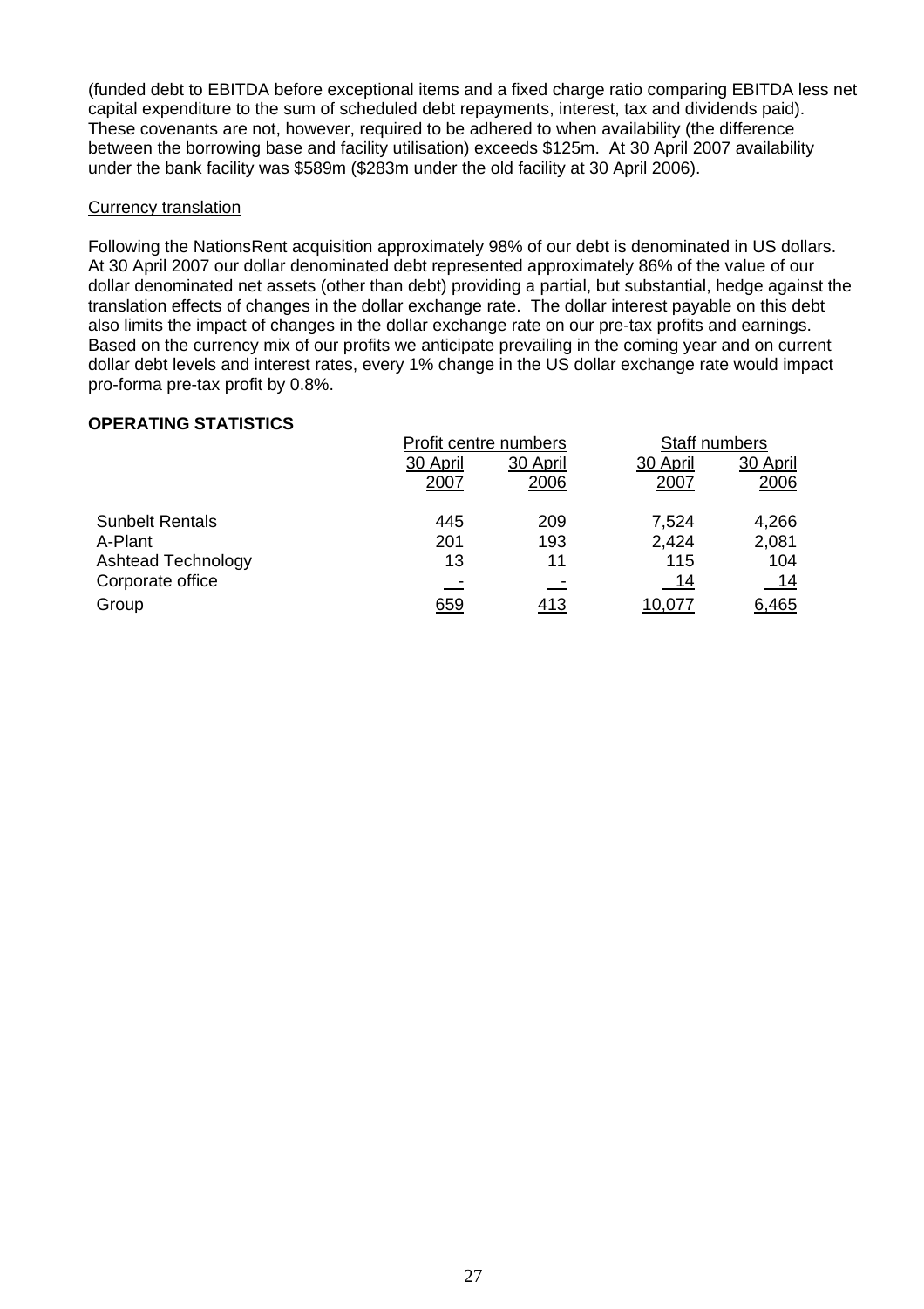(funded debt to EBITDA before exceptional items and a fixed charge ratio comparing EBITDA less net capital expenditure to the sum of scheduled debt repayments, interest, tax and dividends paid). These covenants are not, however, required to be adhered to when availability (the difference between the borrowing base and facility utilisation) exceeds $125m. At 30 April 2007 availability under the bank facility was $589m ($283m under the old facility at 30 April 2006).

Currency translation

Following the NationsRent acquisition approximately 98% of our debt is denominated in US dollars. At 30 April 2007 our dollar denominated debt represented approximately 86% of the value of our dollar denominated net assets (other than debt) providing a partial, but substantial, hedge against the translation effects of changes in the dollar exchange rate. The dollar interest payable on this debt also limits the impact of changes in the dollar exchange rate on our pre-tax profits and earnings. Based on the currency mix of our profits we anticipate prevailing in the coming year and on current dollar debt levels and interest rates, every 1% change in the US dollar exchange rate would impact pro-forma pre-tax profit by 0.8%.

**OPERATING STATISTICS**

| | Profit centre numbers | | Staff numbers | |
|---|---|---|---|---|
| | 30 April 2007 | 30 April 2006 | 30 April 2007 | 30 April 2006 |
| Sunbelt Rentals | 445 | 209 | 7,524 | 4,266 |
| A-Plant | 201 | 193 | 2,424 | 2,081 |
| Ashtead Technology | 13 | 11 | 115 | 104 |
| Corporate office | - | - | 14 | 14 |
| Group | 659 | 413 | 10,077 | 6,465 |